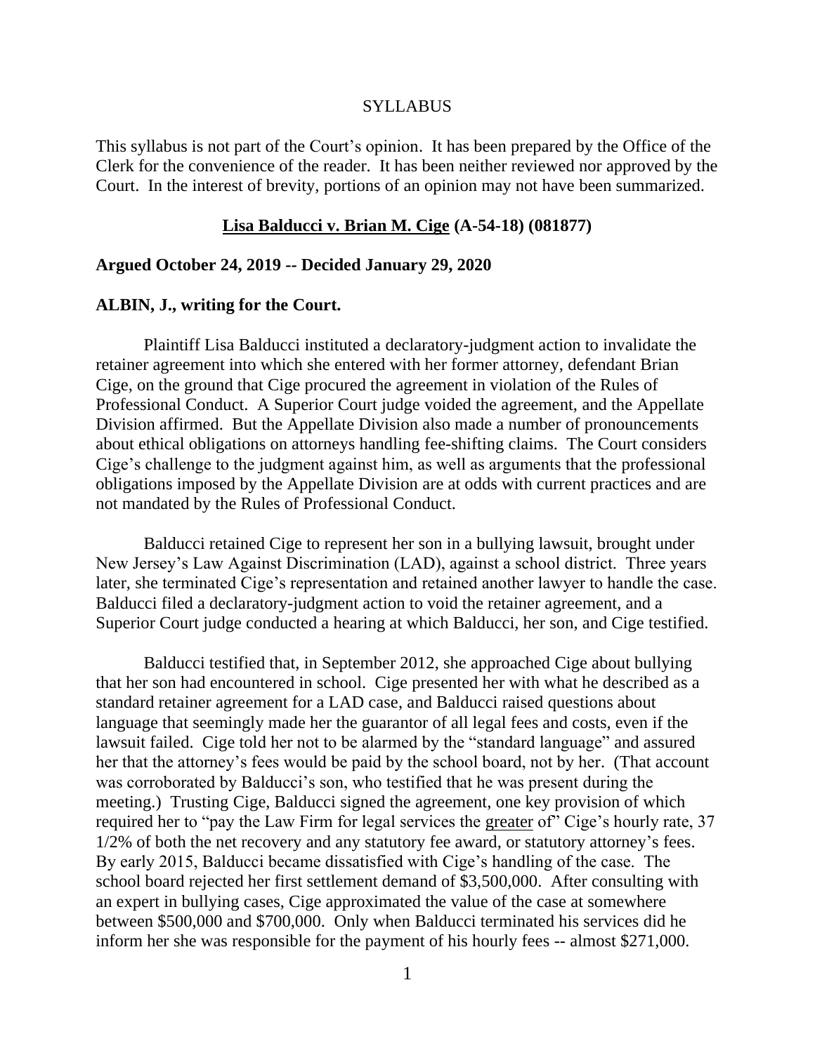SYLLABUS

This syllabus is not part of the Court's opinion. It has been prepared by the Office of the Clerk for the convenience of the reader. It has been neither reviewed nor approved by the Court. In the interest of brevity, portions of an opinion may not have been summarized.

**Lisa Balducci v. Brian M. Cige (A-54-18) (081877)**

**Argued October 24, 2019 -- Decided January 29, 2020**

**ALBIN, J., writing for the Court.**

Plaintiff Lisa Balducci instituted a declaratory-judgment action to invalidate the retainer agreement into which she entered with her former attorney, defendant Brian Cige, on the ground that Cige procured the agreement in violation of the Rules of Professional Conduct. A Superior Court judge voided the agreement, and the Appellate Division affirmed. But the Appellate Division also made a number of pronouncements about ethical obligations on attorneys handling fee-shifting claims. The Court considers Cige's challenge to the judgment against him, as well as arguments that the professional obligations imposed by the Appellate Division are at odds with current practices and are not mandated by the Rules of Professional Conduct.

Balducci retained Cige to represent her son in a bullying lawsuit, brought under New Jersey's Law Against Discrimination (LAD), against a school district. Three years later, she terminated Cige's representation and retained another lawyer to handle the case. Balducci filed a declaratory-judgment action to void the retainer agreement, and a Superior Court judge conducted a hearing at which Balducci, her son, and Cige testified.

Balducci testified that, in September 2012, she approached Cige about bullying that her son had encountered in school. Cige presented her with what he described as a standard retainer agreement for a LAD case, and Balducci raised questions about language that seemingly made her the guarantor of all legal fees and costs, even if the lawsuit failed. Cige told her not to be alarmed by the "standard language" and assured her that the attorney's fees would be paid by the school board, not by her. (That account was corroborated by Balducci's son, who testified that he was present during the meeting.) Trusting Cige, Balducci signed the agreement, one key provision of which required her to "pay the Law Firm for legal services the <u>greater</u> of" Cige's hourly rate, 37 1/2% of both the net recovery and any statutory fee award, or statutory attorney's fees. By early 2015, Balducci became dissatisfied with Cige's handling of the case. The school board rejected her first settlement demand of $3,500,000. After consulting with an expert in bullying cases, Cige approximated the value of the case at somewhere between $500,000 and $700,000. Only when Balducci terminated his services did he inform her she was responsible for the payment of his hourly fees -- almost $271,000.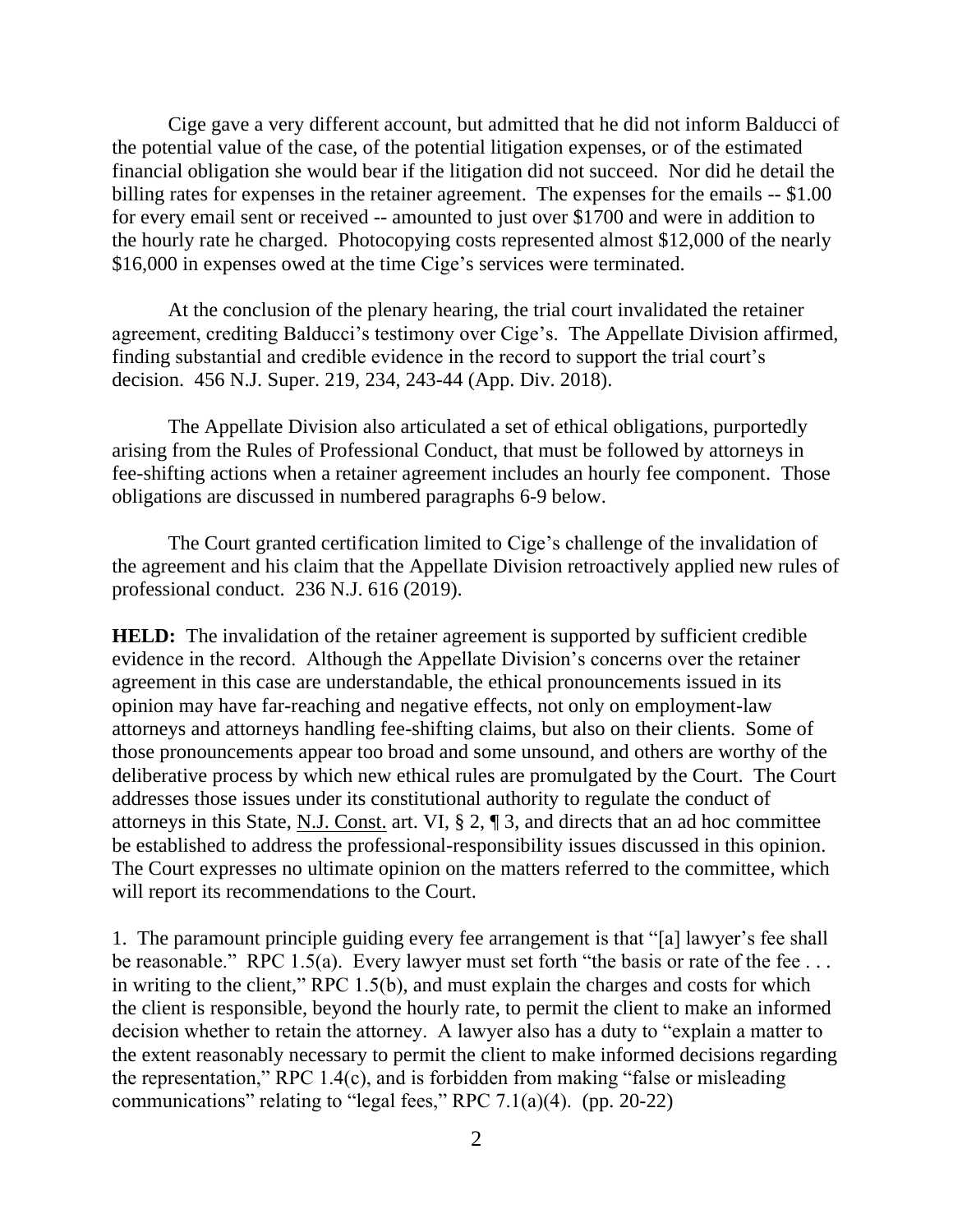Cige gave a very different account, but admitted that he did not inform Balducci of the potential value of the case, of the potential litigation expenses, or of the estimated financial obligation she would bear if the litigation did not succeed. Nor did he detail the billing rates for expenses in the retainer agreement. The expenses for the emails -- $1.00 for every email sent or received -- amounted to just over $1700 and were in addition to the hourly rate he charged. Photocopying costs represented almost $12,000 of the nearly $16,000 in expenses owed at the time Cige's services were terminated.

At the conclusion of the plenary hearing, the trial court invalidated the retainer agreement, crediting Balducci's testimony over Cige's. The Appellate Division affirmed, finding substantial and credible evidence in the record to support the trial court's decision. 456 N.J. Super. 219, 234, 243-44 (App. Div. 2018).

The Appellate Division also articulated a set of ethical obligations, purportedly arising from the Rules of Professional Conduct, that must be followed by attorneys in fee-shifting actions when a retainer agreement includes an hourly fee component. Those obligations are discussed in numbered paragraphs 6-9 below.

The Court granted certification limited to Cige's challenge of the invalidation of the agreement and his claim that the Appellate Division retroactively applied new rules of professional conduct. 236 N.J. 616 (2019).

**HELD:** The invalidation of the retainer agreement is supported by sufficient credible evidence in the record. Although the Appellate Division's concerns over the retainer agreement in this case are understandable, the ethical pronouncements issued in its opinion may have far-reaching and negative effects, not only on employment-law attorneys and attorneys handling fee-shifting claims, but also on their clients. Some of those pronouncements appear too broad and some unsound, and others are worthy of the deliberative process by which new ethical rules are promulgated by the Court. The Court addresses those issues under its constitutional authority to regulate the conduct of attorneys in this State, N.J. Const. art. VI, § 2, ¶ 3, and directs that an ad hoc committee be established to address the professional-responsibility issues discussed in this opinion. The Court expresses no ultimate opinion on the matters referred to the committee, which will report its recommendations to the Court.

1. The paramount principle guiding every fee arrangement is that "[a] lawyer's fee shall be reasonable." RPC 1.5(a). Every lawyer must set forth "the basis or rate of the fee . . . in writing to the client," RPC 1.5(b), and must explain the charges and costs for which the client is responsible, beyond the hourly rate, to permit the client to make an informed decision whether to retain the attorney. A lawyer also has a duty to "explain a matter to the extent reasonably necessary to permit the client to make informed decisions regarding the representation," RPC 1.4(c), and is forbidden from making "false or misleading communications" relating to "legal fees," RPC 7.1(a)(4). (pp. 20-22)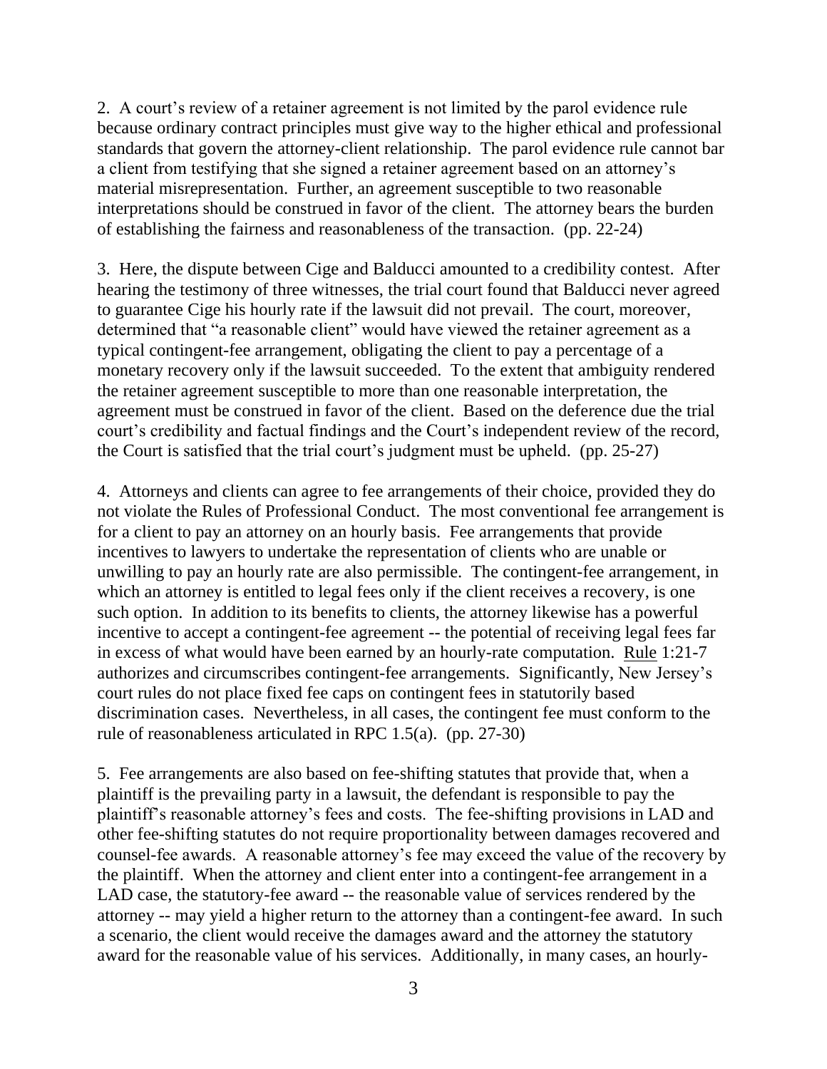2. A court's review of a retainer agreement is not limited by the parol evidence rule because ordinary contract principles must give way to the higher ethical and professional standards that govern the attorney-client relationship. The parol evidence rule cannot bar a client from testifying that she signed a retainer agreement based on an attorney's material misrepresentation. Further, an agreement susceptible to two reasonable interpretations should be construed in favor of the client. The attorney bears the burden of establishing the fairness and reasonableness of the transaction. (pp. 22-24)

3. Here, the dispute between Cige and Balducci amounted to a credibility contest. After hearing the testimony of three witnesses, the trial court found that Balducci never agreed to guarantee Cige his hourly rate if the lawsuit did not prevail. The court, moreover, determined that "a reasonable client" would have viewed the retainer agreement as a typical contingent-fee arrangement, obligating the client to pay a percentage of a monetary recovery only if the lawsuit succeeded. To the extent that ambiguity rendered the retainer agreement susceptible to more than one reasonable interpretation, the agreement must be construed in favor of the client. Based on the deference due the trial court's credibility and factual findings and the Court's independent review of the record, the Court is satisfied that the trial court's judgment must be upheld. (pp. 25-27)

4. Attorneys and clients can agree to fee arrangements of their choice, provided they do not violate the Rules of Professional Conduct. The most conventional fee arrangement is for a client to pay an attorney on an hourly basis. Fee arrangements that provide incentives to lawyers to undertake the representation of clients who are unable or unwilling to pay an hourly rate are also permissible. The contingent-fee arrangement, in which an attorney is entitled to legal fees only if the client receives a recovery, is one such option. In addition to its benefits to clients, the attorney likewise has a powerful incentive to accept a contingent-fee agreement -- the potential of receiving legal fees far in excess of what would have been earned by an hourly-rate computation. Rule 1:21-7 authorizes and circumscribes contingent-fee arrangements. Significantly, New Jersey's court rules do not place fixed fee caps on contingent fees in statutorily based discrimination cases. Nevertheless, in all cases, the contingent fee must conform to the rule of reasonableness articulated in RPC 1.5(a). (pp. 27-30)

5. Fee arrangements are also based on fee-shifting statutes that provide that, when a plaintiff is the prevailing party in a lawsuit, the defendant is responsible to pay the plaintiff's reasonable attorney's fees and costs. The fee-shifting provisions in LAD and other fee-shifting statutes do not require proportionality between damages recovered and counsel-fee awards. A reasonable attorney's fee may exceed the value of the recovery by the plaintiff. When the attorney and client enter into a contingent-fee arrangement in a LAD case, the statutory-fee award -- the reasonable value of services rendered by the attorney -- may yield a higher return to the attorney than a contingent-fee award. In such a scenario, the client would receive the damages award and the attorney the statutory award for the reasonable value of his services. Additionally, in many cases, an hourly-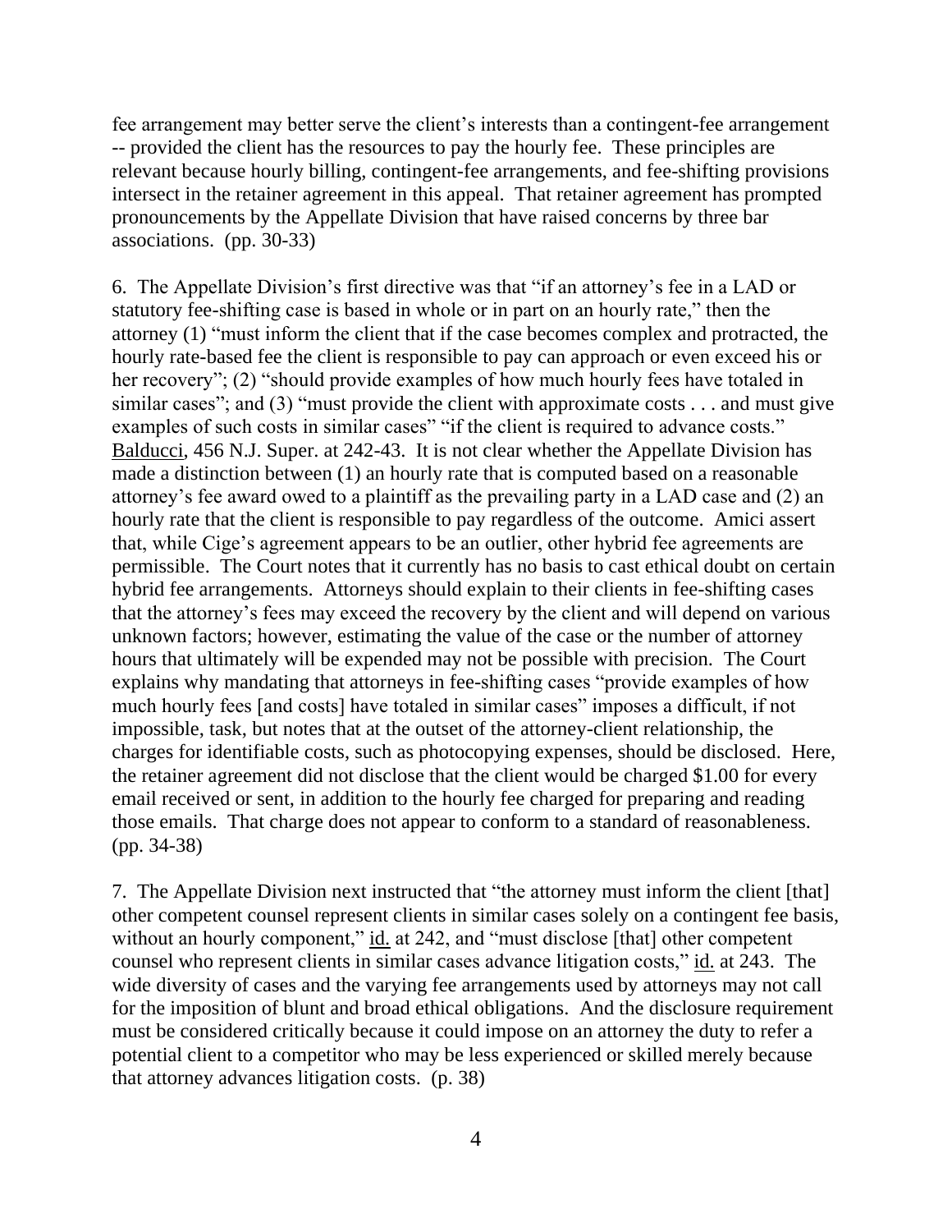fee arrangement may better serve the client's interests than a contingent-fee arrangement -- provided the client has the resources to pay the hourly fee. These principles are relevant because hourly billing, contingent-fee arrangements, and fee-shifting provisions intersect in the retainer agreement in this appeal. That retainer agreement has prompted pronouncements by the Appellate Division that have raised concerns by three bar associations. (pp. 30-33)

6. The Appellate Division's first directive was that "if an attorney's fee in a LAD or statutory fee-shifting case is based in whole or in part on an hourly rate," then the attorney (1) "must inform the client that if the case becomes complex and protracted, the hourly rate-based fee the client is responsible to pay can approach or even exceed his or her recovery"; (2) "should provide examples of how much hourly fees have totaled in similar cases"; and (3) "must provide the client with approximate costs . . . and must give examples of such costs in similar cases" "if the client is required to advance costs." Balducci, 456 N.J. Super. at 242-43. It is not clear whether the Appellate Division has made a distinction between (1) an hourly rate that is computed based on a reasonable attorney's fee award owed to a plaintiff as the prevailing party in a LAD case and (2) an hourly rate that the client is responsible to pay regardless of the outcome. Amici assert that, while Cige's agreement appears to be an outlier, other hybrid fee agreements are permissible. The Court notes that it currently has no basis to cast ethical doubt on certain hybrid fee arrangements. Attorneys should explain to their clients in fee-shifting cases that the attorney's fees may exceed the recovery by the client and will depend on various unknown factors; however, estimating the value of the case or the number of attorney hours that ultimately will be expended may not be possible with precision. The Court explains why mandating that attorneys in fee-shifting cases "provide examples of how much hourly fees [and costs] have totaled in similar cases" imposes a difficult, if not impossible, task, but notes that at the outset of the attorney-client relationship, the charges for identifiable costs, such as photocopying expenses, should be disclosed. Here, the retainer agreement did not disclose that the client would be charged $1.00 for every email received or sent, in addition to the hourly fee charged for preparing and reading those emails. That charge does not appear to conform to a standard of reasonableness. (pp. 34-38)

7. The Appellate Division next instructed that "the attorney must inform the client [that] other competent counsel represent clients in similar cases solely on a contingent fee basis, without an hourly component," id. at 242, and "must disclose [that] other competent counsel who represent clients in similar cases advance litigation costs," id. at 243. The wide diversity of cases and the varying fee arrangements used by attorneys may not call for the imposition of blunt and broad ethical obligations. And the disclosure requirement must be considered critically because it could impose on an attorney the duty to refer a potential client to a competitor who may be less experienced or skilled merely because that attorney advances litigation costs. (p. 38)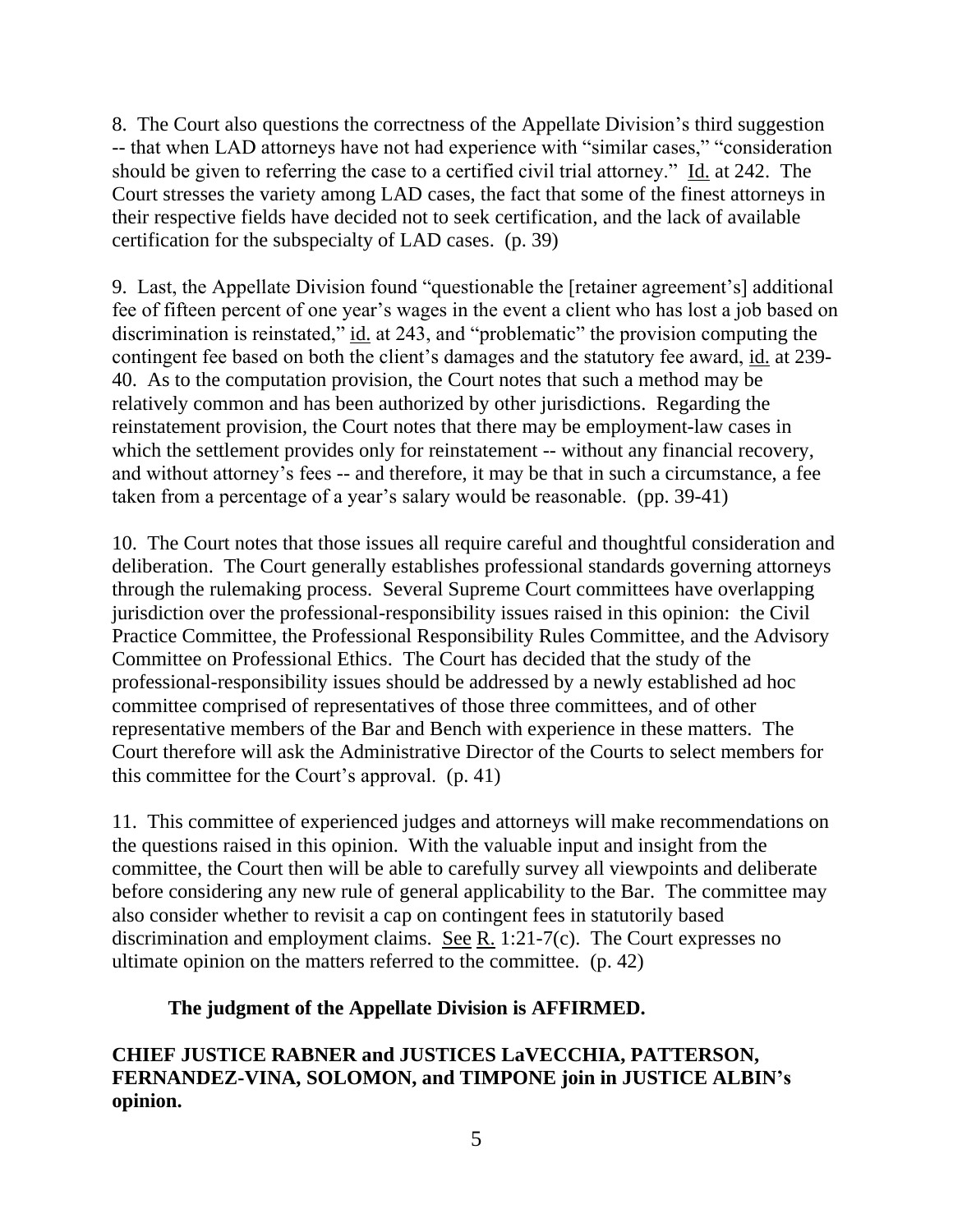8. The Court also questions the correctness of the Appellate Division's third suggestion -- that when LAD attorneys have not had experience with "similar cases," "consideration should be given to referring the case to a certified civil trial attorney." Id. at 242. The Court stresses the variety among LAD cases, the fact that some of the finest attorneys in their respective fields have decided not to seek certification, and the lack of available certification for the subspecialty of LAD cases. (p. 39)

9. Last, the Appellate Division found "questionable the [retainer agreement's] additional fee of fifteen percent of one year's wages in the event a client who has lost a job based on discrimination is reinstated," id. at 243, and "problematic" the provision computing the contingent fee based on both the client's damages and the statutory fee award, id. at 239-40. As to the computation provision, the Court notes that such a method may be relatively common and has been authorized by other jurisdictions. Regarding the reinstatement provision, the Court notes that there may be employment-law cases in which the settlement provides only for reinstatement -- without any financial recovery, and without attorney's fees -- and therefore, it may be that in such a circumstance, a fee taken from a percentage of a year's salary would be reasonable. (pp. 39-41)

10. The Court notes that those issues all require careful and thoughtful consideration and deliberation. The Court generally establishes professional standards governing attorneys through the rulemaking process. Several Supreme Court committees have overlapping jurisdiction over the professional-responsibility issues raised in this opinion: the Civil Practice Committee, the Professional Responsibility Rules Committee, and the Advisory Committee on Professional Ethics. The Court has decided that the study of the professional-responsibility issues should be addressed by a newly established ad hoc committee comprised of representatives of those three committees, and of other representative members of the Bar and Bench with experience in these matters. The Court therefore will ask the Administrative Director of the Courts to select members for this committee for the Court's approval. (p. 41)

11. This committee of experienced judges and attorneys will make recommendations on the questions raised in this opinion. With the valuable input and insight from the committee, the Court then will be able to carefully survey all viewpoints and deliberate before considering any new rule of general applicability to the Bar. The committee may also consider whether to revisit a cap on contingent fees in statutorily based discrimination and employment claims. See R. 1:21-7(c). The Court expresses no ultimate opinion on the matters referred to the committee. (p. 42)

**The judgment of the Appellate Division is AFFIRMED.**

**CHIEF JUSTICE RABNER and JUSTICES LaVECCHIA, PATTERSON, FERNANDEZ-VINA, SOLOMON, and TIMPONE join in JUSTICE ALBIN's opinion.**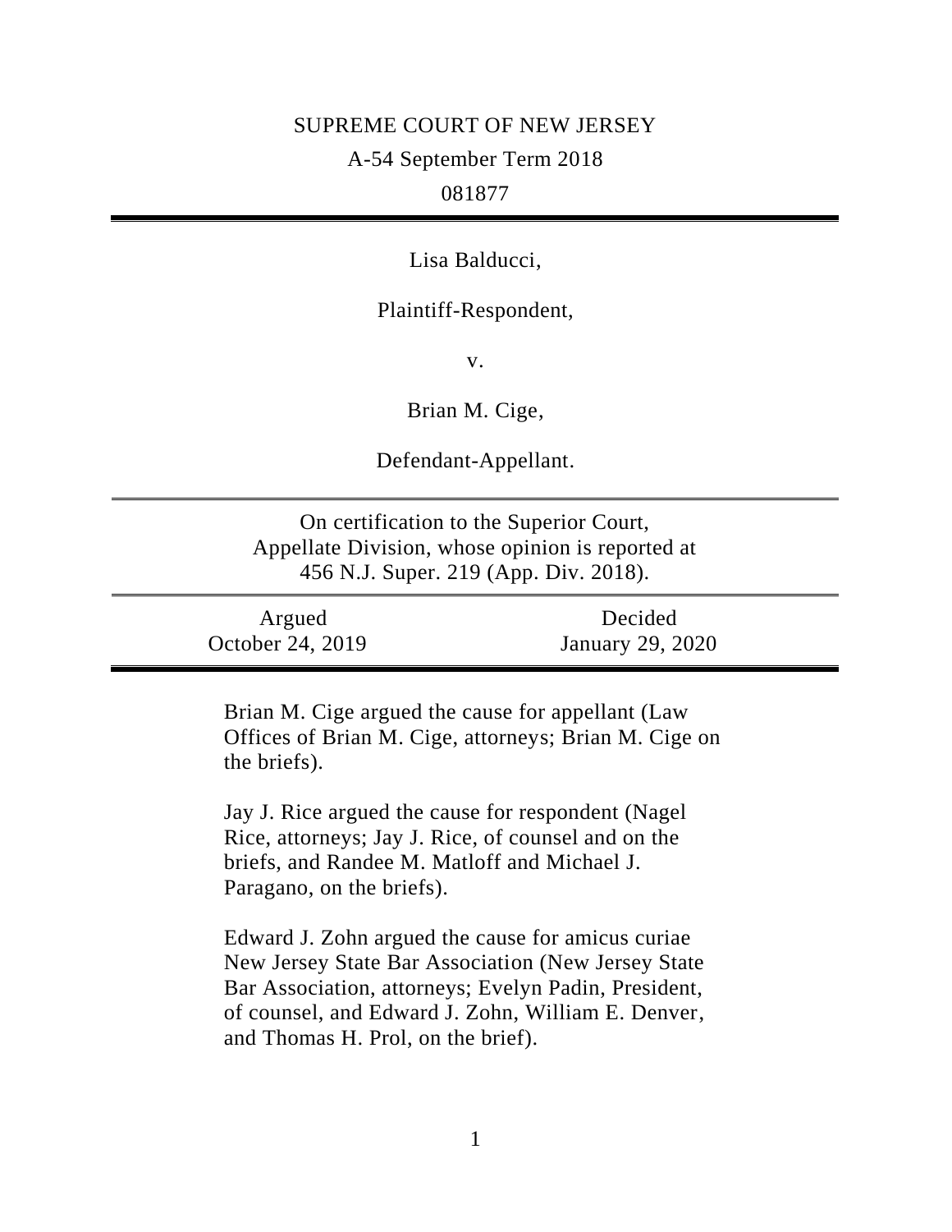SUPREME COURT OF NEW JERSEY

A-54 September Term 2018

081877

---

Lisa Balducci,

Plaintiff-Respondent,

v.

Brian M. Cige,

Defendant-Appellant.

---

On certification to the Superior Court, Appellate Division, whose opinion is reported at 456 N.J. Super. 219 (App. Div. 2018).

---

| Argued | Decided |
| --- | --- |
| October 24, 2019 | January 29, 2020 |

---

Brian M. Cige argued the cause for appellant (Law Offices of Brian M. Cige, attorneys; Brian M. Cige on the briefs).

Jay J. Rice argued the cause for respondent (Nagel Rice, attorneys; Jay J. Rice, of counsel and on the briefs, and Randee M. Matloff and Michael J. Paragano, on the briefs).

Edward J. Zohn argued the cause for amicus curiae New Jersey State Bar Association (New Jersey State Bar Association, attorneys; Evelyn Padin, President, of counsel, and Edward J. Zohn, William E. Denver, and Thomas H. Prol, on the brief).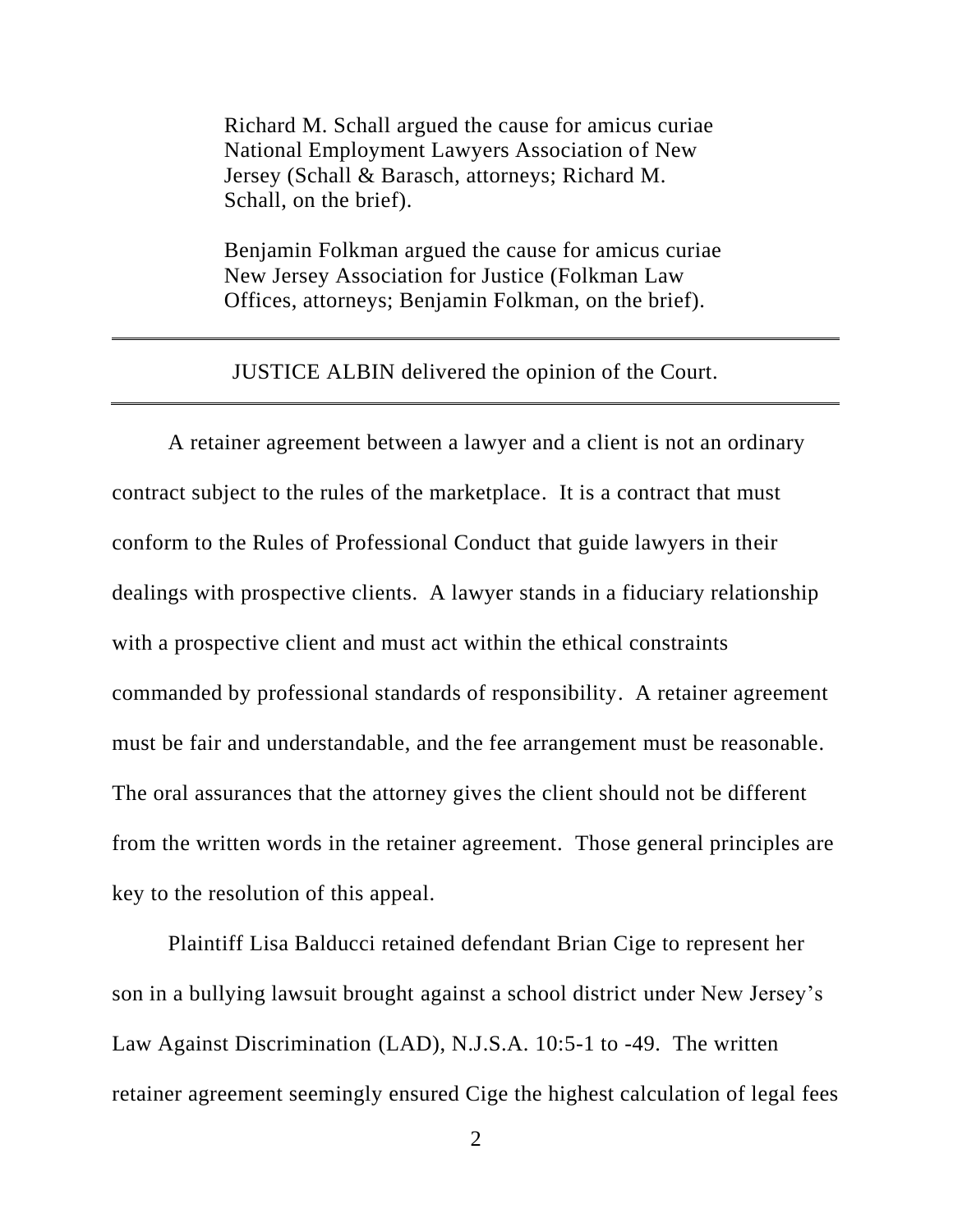Richard M. Schall argued the cause for amicus curiae National Employment Lawyers Association of New Jersey (Schall & Barasch, attorneys; Richard M. Schall, on the brief).

Benjamin Folkman argued the cause for amicus curiae New Jersey Association for Justice (Folkman Law Offices, attorneys; Benjamin Folkman, on the brief).

---

JUSTICE ALBIN delivered the opinion of the Court.

---

A retainer agreement between a lawyer and a client is not an ordinary contract subject to the rules of the marketplace. It is a contract that must conform to the Rules of Professional Conduct that guide lawyers in their dealings with prospective clients. A lawyer stands in a fiduciary relationship with a prospective client and must act within the ethical constraints commanded by professional standards of responsibility. A retainer agreement must be fair and understandable, and the fee arrangement must be reasonable. The oral assurances that the attorney gives the client should not be different from the written words in the retainer agreement. Those general principles are key to the resolution of this appeal.

Plaintiff Lisa Balducci retained defendant Brian Cige to represent her son in a bullying lawsuit brought against a school district under New Jersey's Law Against Discrimination (LAD), N.J.S.A. 10:5-1 to -49. The written retainer agreement seemingly ensured Cige the highest calculation of legal fees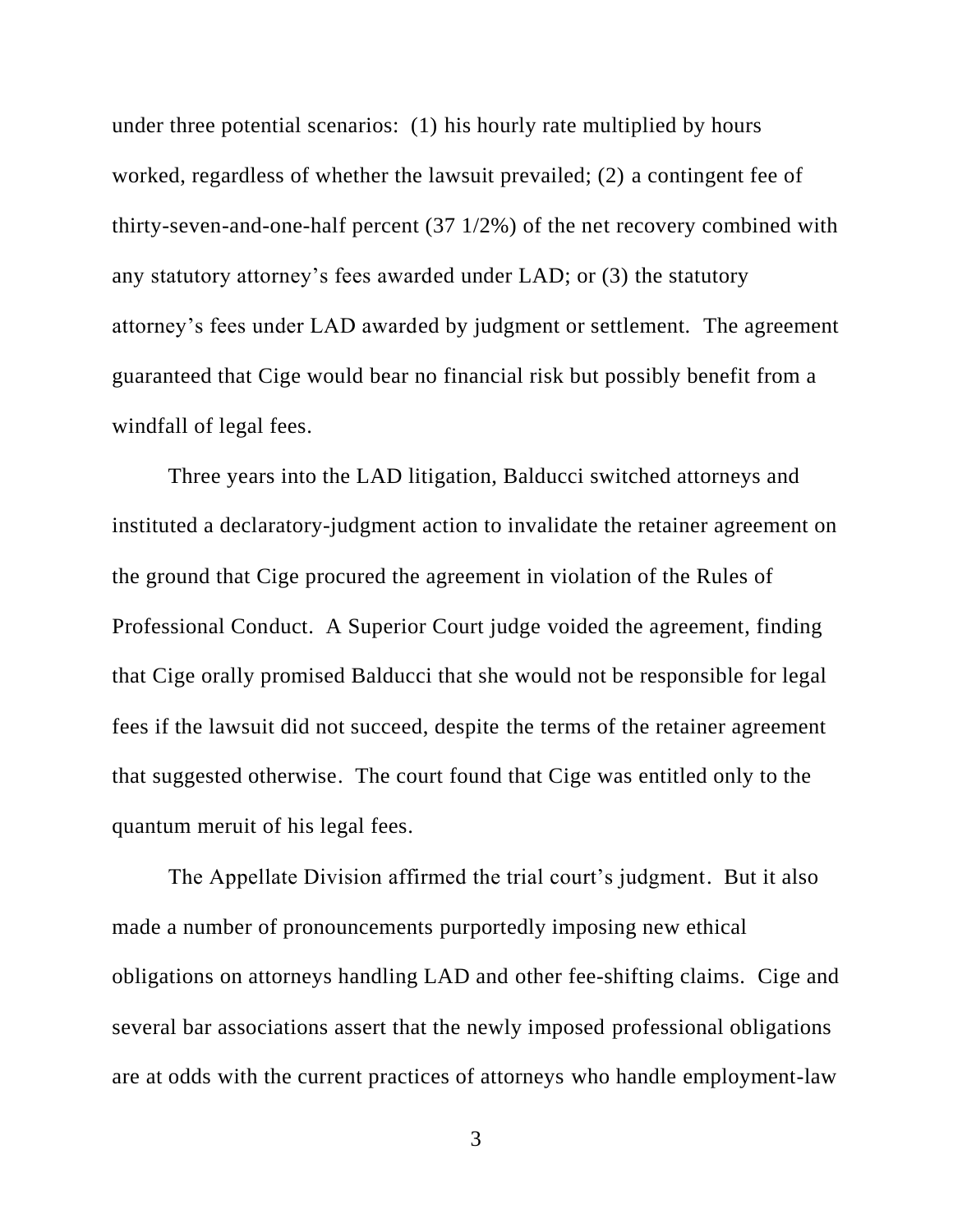under three potential scenarios: (1) his hourly rate multiplied by hours worked, regardless of whether the lawsuit prevailed; (2) a contingent fee of thirty-seven-and-one-half percent (37 1/2%) of the net recovery combined with any statutory attorney's fees awarded under LAD; or (3) the statutory attorney's fees under LAD awarded by judgment or settlement. The agreement guaranteed that Cige would bear no financial risk but possibly benefit from a windfall of legal fees.

Three years into the LAD litigation, Balducci switched attorneys and instituted a declaratory-judgment action to invalidate the retainer agreement on the ground that Cige procured the agreement in violation of the Rules of Professional Conduct. A Superior Court judge voided the agreement, finding that Cige orally promised Balducci that she would not be responsible for legal fees if the lawsuit did not succeed, despite the terms of the retainer agreement that suggested otherwise. The court found that Cige was entitled only to the quantum meruit of his legal fees.

The Appellate Division affirmed the trial court's judgment. But it also made a number of pronouncements purportedly imposing new ethical obligations on attorneys handling LAD and other fee-shifting claims. Cige and several bar associations assert that the newly imposed professional obligations are at odds with the current practices of attorneys who handle employment-law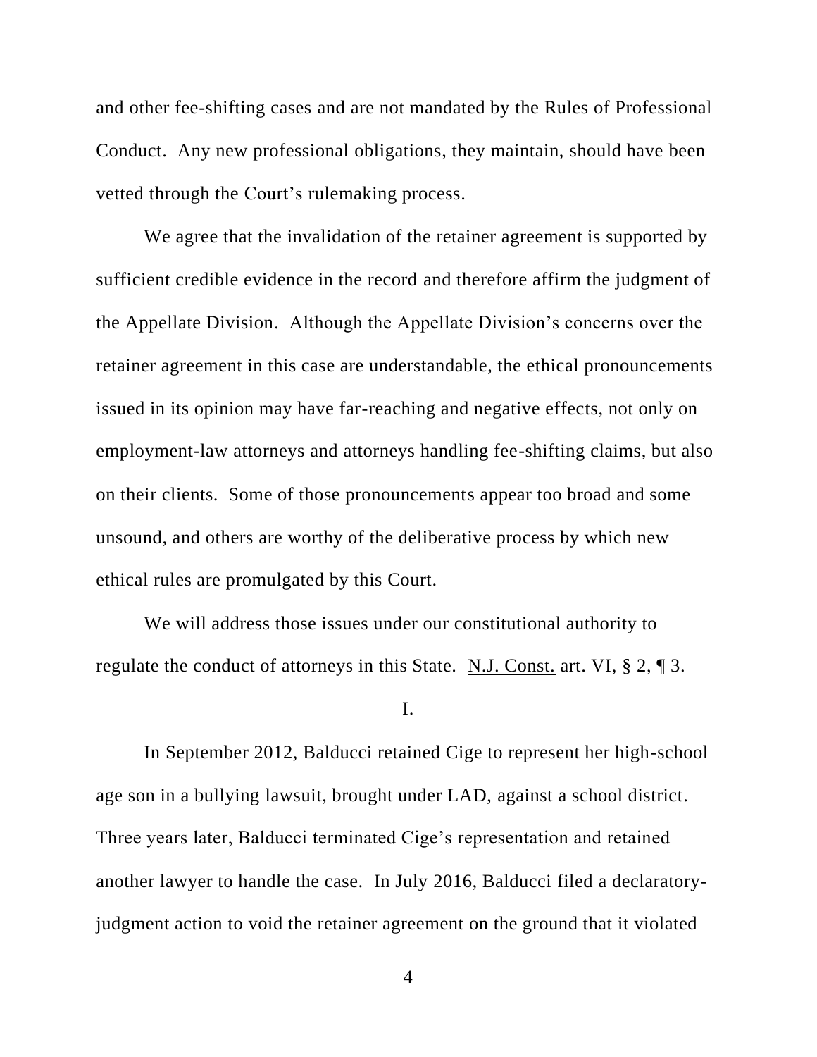and other fee-shifting cases and are not mandated by the Rules of Professional Conduct. Any new professional obligations, they maintain, should have been vetted through the Court's rulemaking process.

We agree that the invalidation of the retainer agreement is supported by sufficient credible evidence in the record and therefore affirm the judgment of the Appellate Division. Although the Appellate Division's concerns over the retainer agreement in this case are understandable, the ethical pronouncements issued in its opinion may have far-reaching and negative effects, not only on employment-law attorneys and attorneys handling fee-shifting claims, but also on their clients. Some of those pronouncements appear too broad and some unsound, and others are worthy of the deliberative process by which new ethical rules are promulgated by this Court.

We will address those issues under our constitutional authority to regulate the conduct of attorneys in this State. N.J. Const. art. VI, § 2, ¶ 3.

## I.

In September 2012, Balducci retained Cige to represent her high-school age son in a bullying lawsuit, brought under LAD, against a school district. Three years later, Balducci terminated Cige's representation and retained another lawyer to handle the case. In July 2016, Balducci filed a declaratory-judgment action to void the retainer agreement on the ground that it violated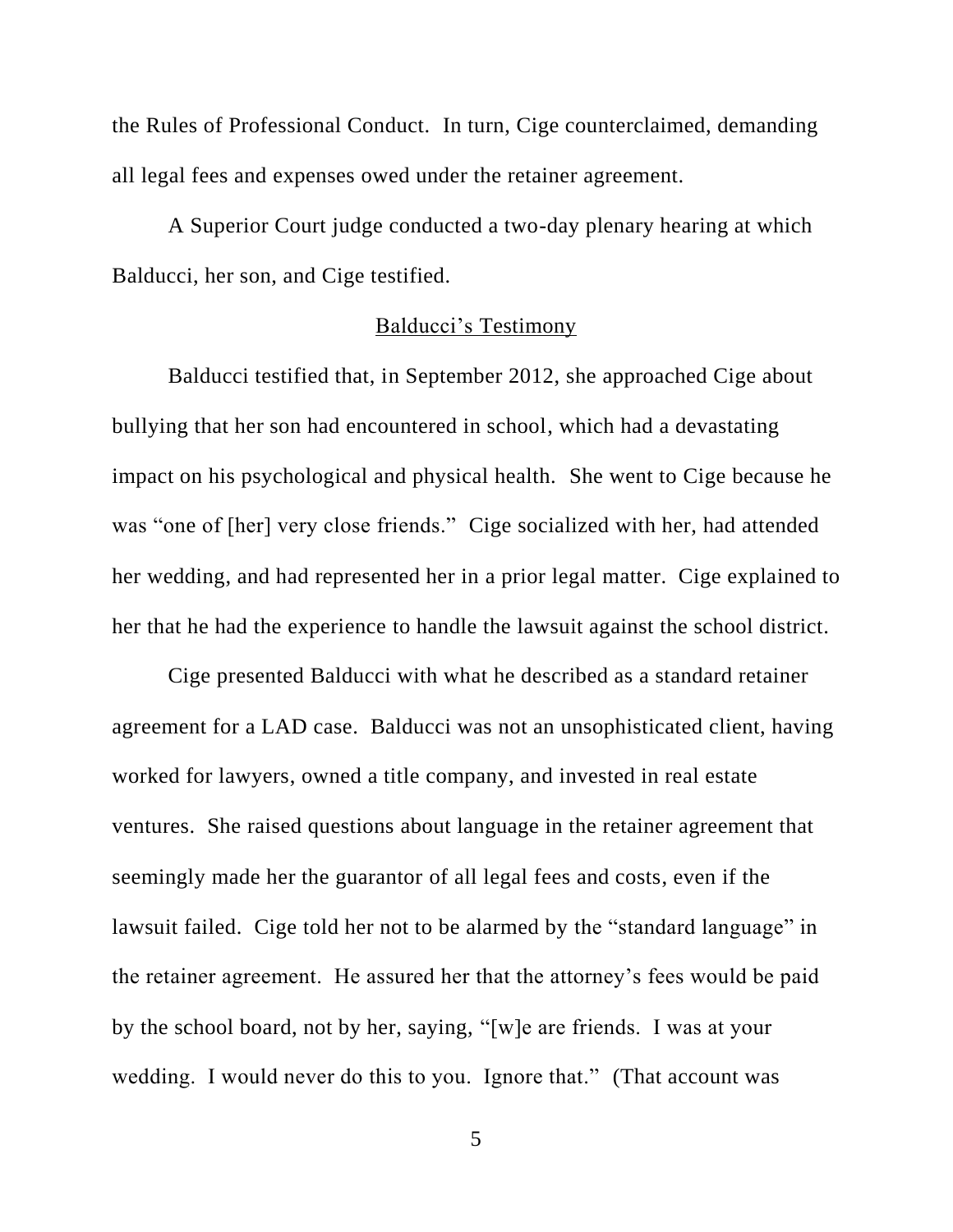the Rules of Professional Conduct. In turn, Cige counterclaimed, demanding all legal fees and expenses owed under the retainer agreement.

A Superior Court judge conducted a two-day plenary hearing at which Balducci, her son, and Cige testified.

<u>Balducci's Testimony</u>

Balducci testified that, in September 2012, she approached Cige about bullying that her son had encountered in school, which had a devastating impact on his psychological and physical health. She went to Cige because he was "one of [her] very close friends." Cige socialized with her, had attended her wedding, and had represented her in a prior legal matter. Cige explained to her that he had the experience to handle the lawsuit against the school district.

Cige presented Balducci with what he described as a standard retainer agreement for a LAD case. Balducci was not an unsophisticated client, having worked for lawyers, owned a title company, and invested in real estate ventures. She raised questions about language in the retainer agreement that seemingly made her the guarantor of all legal fees and costs, even if the lawsuit failed. Cige told her not to be alarmed by the "standard language" in the retainer agreement. He assured her that the attorney's fees would be paid by the school board, not by her, saying, "[w]e are friends. I was at your wedding. I would never do this to you. Ignore that." (That account was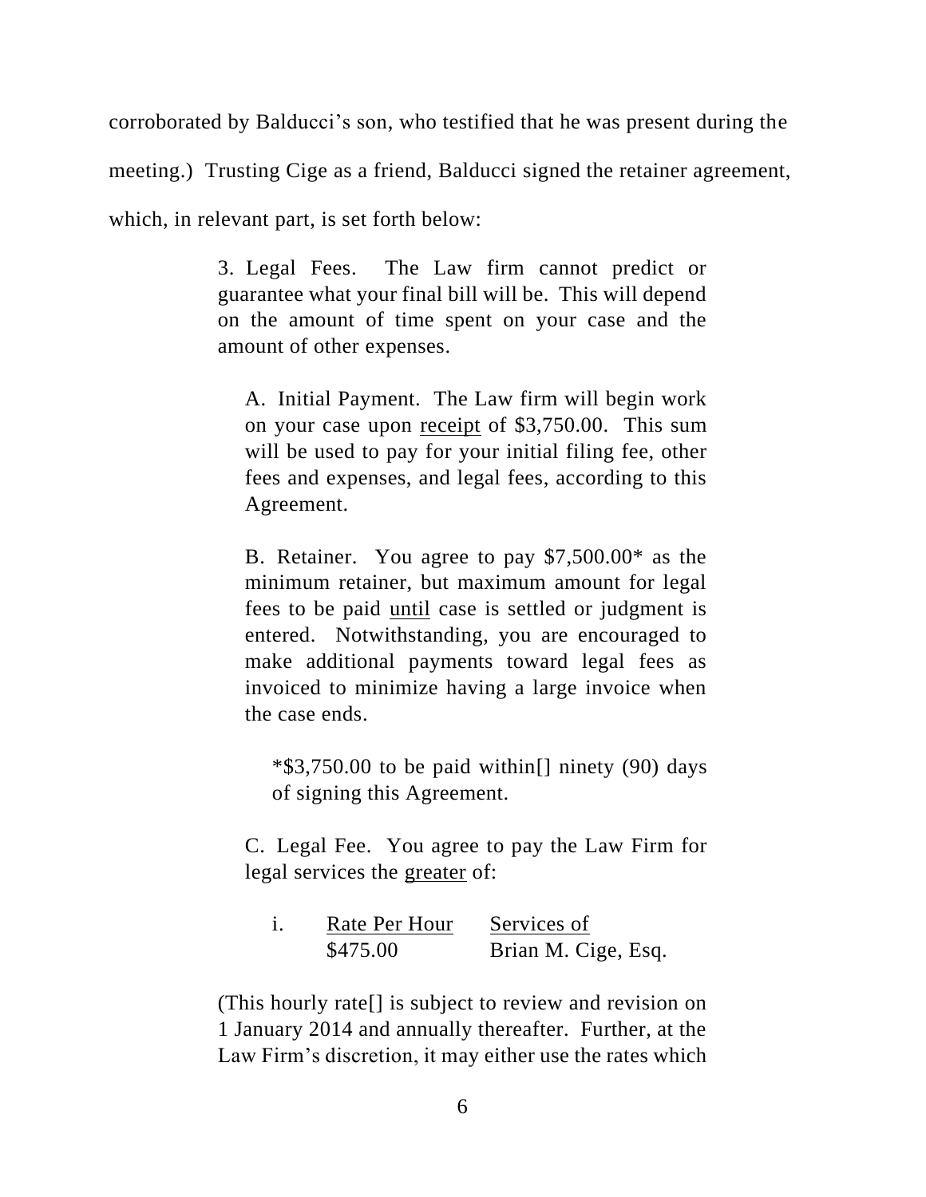corroborated by Balducci's son, who testified that he was present during the meeting.) Trusting Cige as a friend, Balducci signed the retainer agreement, which, in relevant part, is set forth below:

> 3. Legal Fees. The Law firm cannot predict or guarantee what your final bill will be. This will depend on the amount of time spent on your case and the amount of other expenses.
>
> A. Initial Payment. The Law firm will begin work on your case upon <u>receipt</u> of $3,750.00. This sum will be used to pay for your initial filing fee, other fees and expenses, and legal fees, according to this Agreement.
>
> B. Retainer. You agree to pay $7,500.00* as the minimum retainer, but maximum amount for legal fees to be paid <u>until</u> case is settled or judgment is entered. Notwithstanding, you are encouraged to make additional payments toward legal fees as invoiced to minimize having a large invoice when the case ends.
>
> *$3,750.00 to be paid within[] ninety (90) days of signing this Agreement.
>
> C. Legal Fee. You agree to pay the Law Firm for legal services the <u>greater</u> of:
>
> i. <u>Rate Per Hour</u> <u>Services of</u>
> $475.00 Brian M. Cige, Esq.
>
> (This hourly rate[] is subject to review and revision on 1 January 2014 and annually thereafter. Further, at the Law Firm's discretion, it may either use the rates which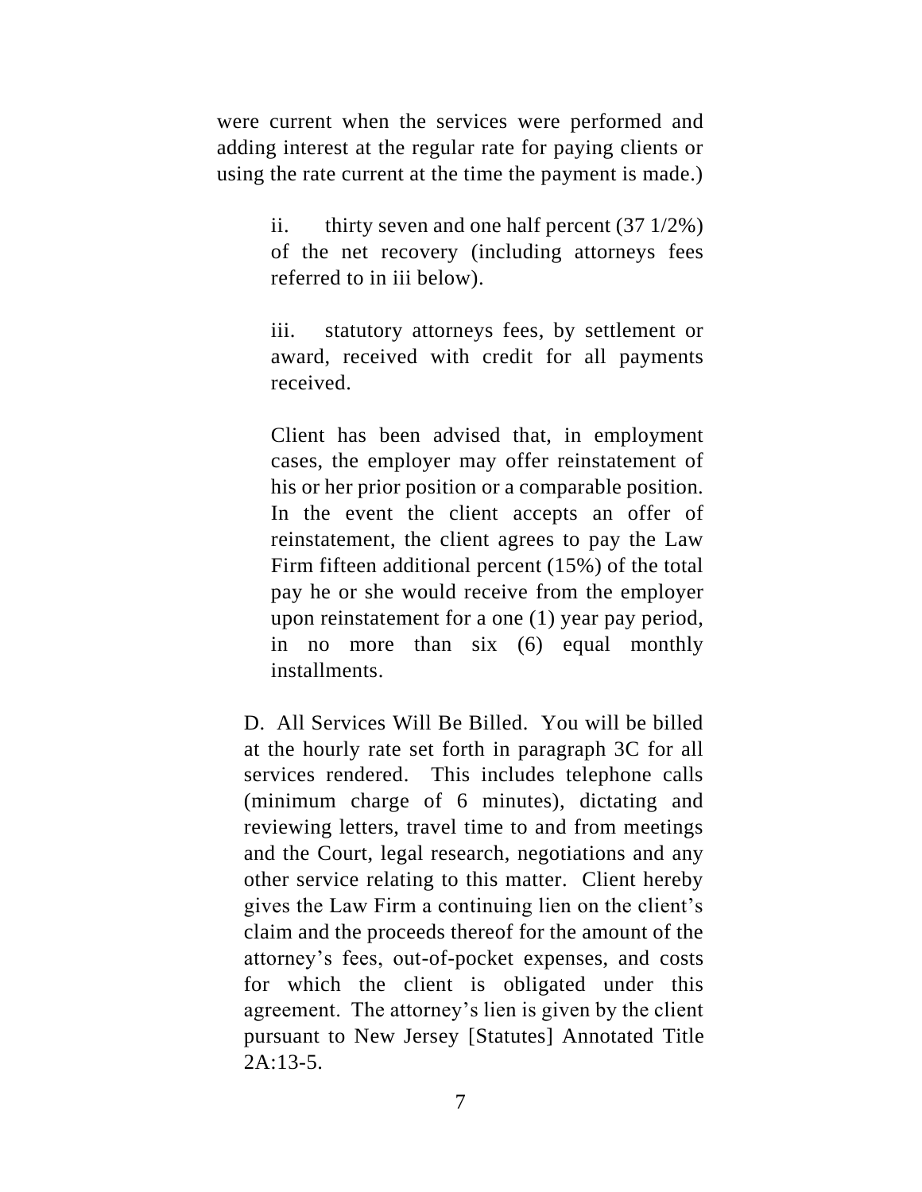were current when the services were performed and adding interest at the regular rate for paying clients or using the rate current at the time the payment is made.)

> ii. thirty seven and one half percent (37 1/2%) of the net recovery (including attorneys fees referred to in iii below).
>
> iii. statutory attorneys fees, by settlement or award, received with credit for all payments received.
>
> Client has been advised that, in employment cases, the employer may offer reinstatement of his or her prior position or a comparable position. In the event the client accepts an offer of reinstatement, the client agrees to pay the Law Firm fifteen additional percent (15%) of the total pay he or she would receive from the employer upon reinstatement for a one (1) year pay period, in no more than six (6) equal monthly installments.

D. All Services Will Be Billed. You will be billed at the hourly rate set forth in paragraph 3C for all services rendered. This includes telephone calls (minimum charge of 6 minutes), dictating and reviewing letters, travel time to and from meetings and the Court, legal research, negotiations and any other service relating to this matter. Client hereby gives the Law Firm a continuing lien on the client's claim and the proceeds thereof for the amount of the attorney's fees, out-of-pocket expenses, and costs for which the client is obligated under this agreement. The attorney's lien is given by the client pursuant to New Jersey [Statutes] Annotated Title 2A:13-5.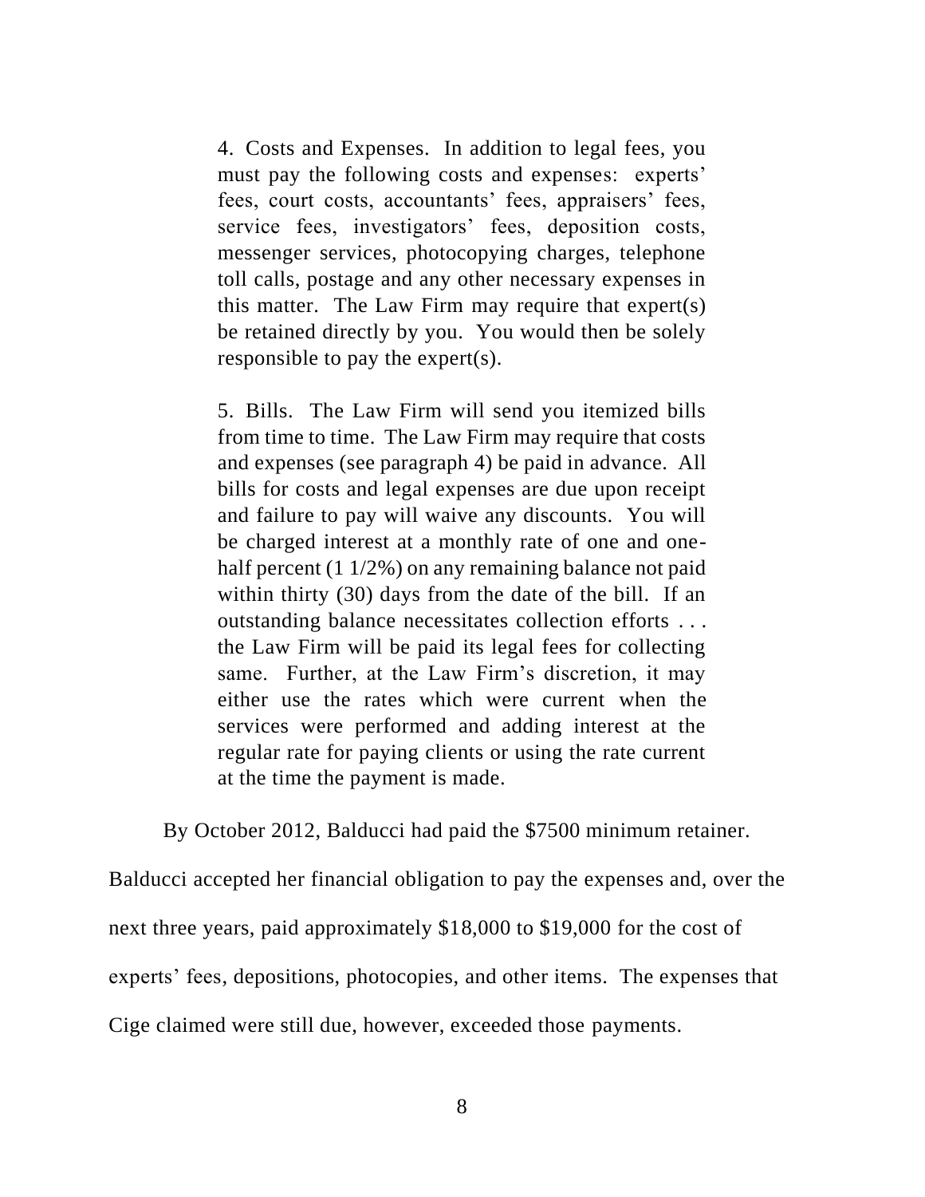> 4. Costs and Expenses. In addition to legal fees, you must pay the following costs and expenses: experts' fees, court costs, accountants' fees, appraisers' fees, service fees, investigators' fees, deposition costs, messenger services, photocopying charges, telephone toll calls, postage and any other necessary expenses in this matter. The Law Firm may require that expert(s) be retained directly by you. You would then be solely responsible to pay the expert(s).
>
> 5. Bills. The Law Firm will send you itemized bills from time to time. The Law Firm may require that costs and expenses (see paragraph 4) be paid in advance. All bills for costs and legal expenses are due upon receipt and failure to pay will waive any discounts. You will be charged interest at a monthly rate of one and one-half percent (1 1/2%) on any remaining balance not paid within thirty (30) days from the date of the bill. If an outstanding balance necessitates collection efforts . . . the Law Firm will be paid its legal fees for collecting same. Further, at the Law Firm's discretion, it may either use the rates which were current when the services were performed and adding interest at the regular rate for paying clients or using the rate current at the time the payment is made.

By October 2012, Balducci had paid the $7500 minimum retainer. Balducci accepted her financial obligation to pay the expenses and, over the next three years, paid approximately $18,000 to $19,000 for the cost of experts' fees, depositions, photocopies, and other items. The expenses that Cige claimed were still due, however, exceeded those payments.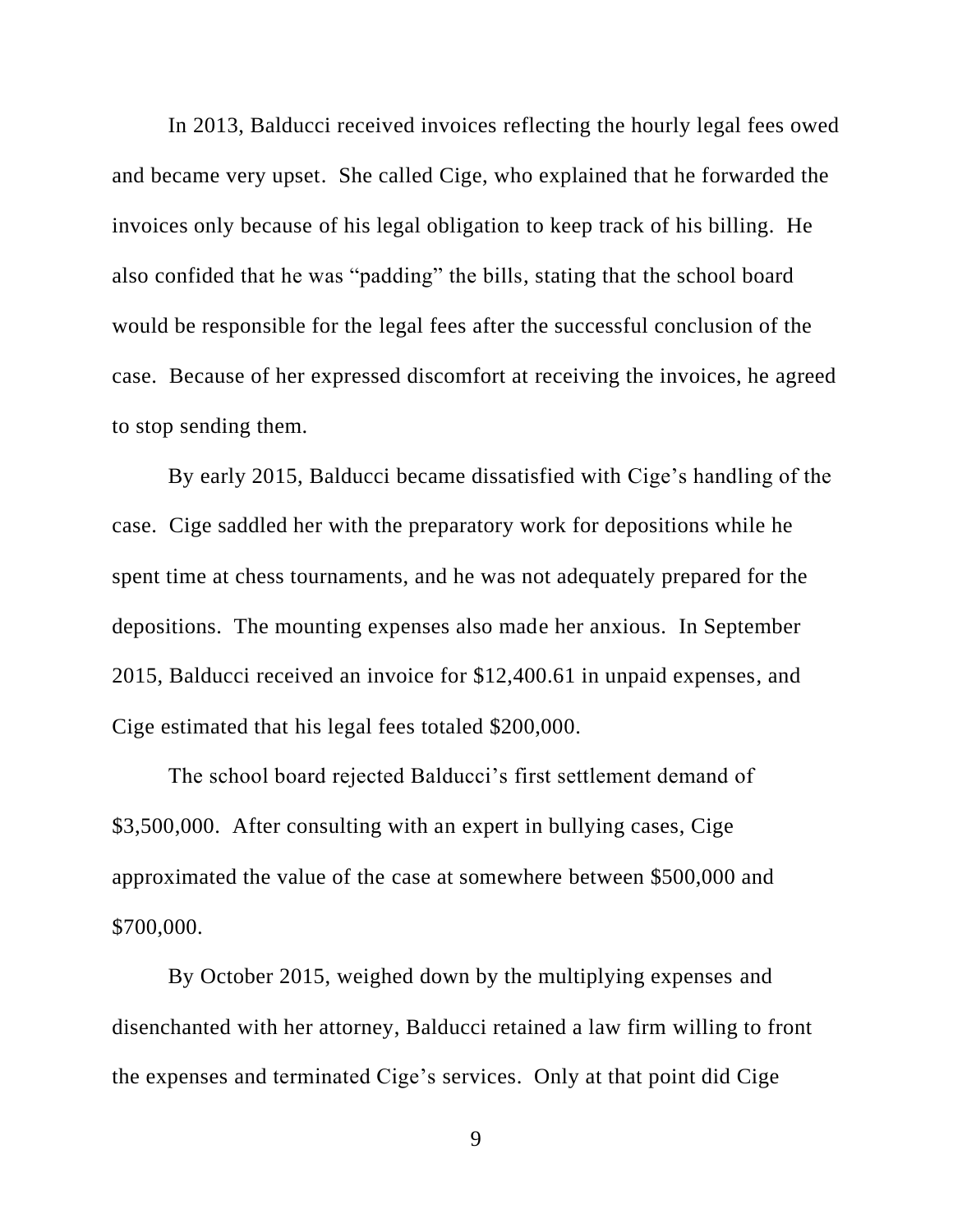In 2013, Balducci received invoices reflecting the hourly legal fees owed and became very upset. She called Cige, who explained that he forwarded the invoices only because of his legal obligation to keep track of his billing. He also confided that he was "padding" the bills, stating that the school board would be responsible for the legal fees after the successful conclusion of the case. Because of her expressed discomfort at receiving the invoices, he agreed to stop sending them.

By early 2015, Balducci became dissatisfied with Cige's handling of the case. Cige saddled her with the preparatory work for depositions while he spent time at chess tournaments, and he was not adequately prepared for the depositions. The mounting expenses also made her anxious. In September 2015, Balducci received an invoice for $12,400.61 in unpaid expenses, and Cige estimated that his legal fees totaled $200,000.

The school board rejected Balducci's first settlement demand of $3,500,000. After consulting with an expert in bullying cases, Cige approximated the value of the case at somewhere between $500,000 and $700,000.

By October 2015, weighed down by the multiplying expenses and disenchanted with her attorney, Balducci retained a law firm willing to front the expenses and terminated Cige's services. Only at that point did Cige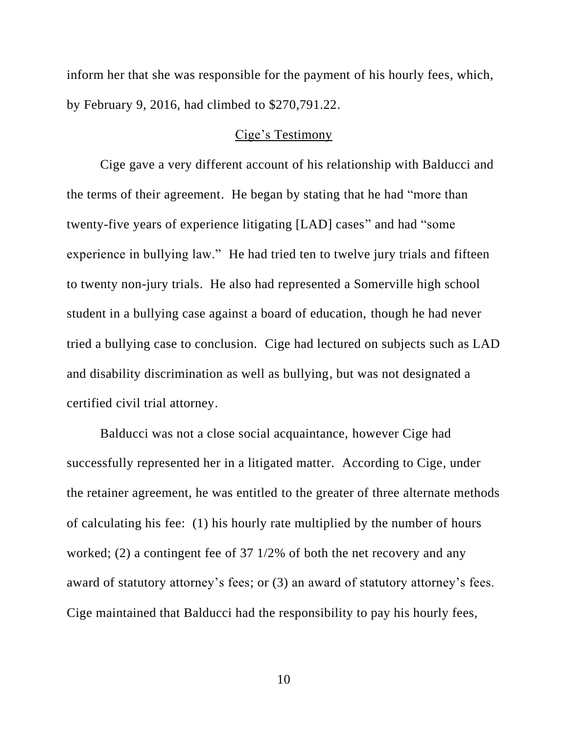inform her that she was responsible for the payment of his hourly fees, which, by February 9, 2016, had climbed to $270,791.22.

<u>Cige's Testimony</u>

Cige gave a very different account of his relationship with Balducci and the terms of their agreement. He began by stating that he had "more than twenty-five years of experience litigating [LAD] cases" and had "some experience in bullying law." He had tried ten to twelve jury trials and fifteen to twenty non-jury trials. He also had represented a Somerville high school student in a bullying case against a board of education, though he had never tried a bullying case to conclusion. Cige had lectured on subjects such as LAD and disability discrimination as well as bullying, but was not designated a certified civil trial attorney.

Balducci was not a close social acquaintance, however Cige had successfully represented her in a litigated matter. According to Cige, under the retainer agreement, he was entitled to the greater of three alternate methods of calculating his fee: (1) his hourly rate multiplied by the number of hours worked; (2) a contingent fee of 37 1/2% of both the net recovery and any award of statutory attorney's fees; or (3) an award of statutory attorney's fees. Cige maintained that Balducci had the responsibility to pay his hourly fees,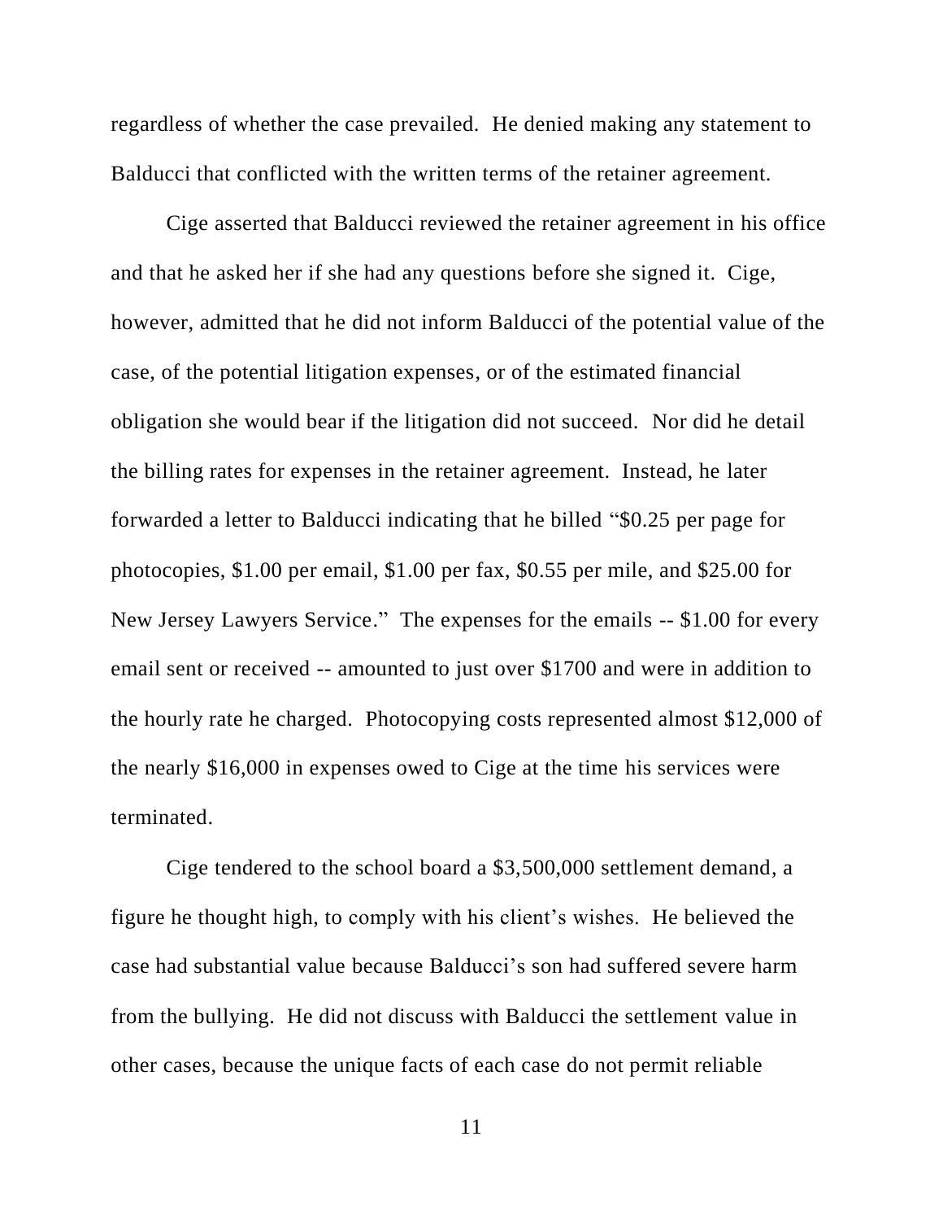regardless of whether the case prevailed. He denied making any statement to Balducci that conflicted with the written terms of the retainer agreement.

Cige asserted that Balducci reviewed the retainer agreement in his office and that he asked her if she had any questions before she signed it. Cige, however, admitted that he did not inform Balducci of the potential value of the case, of the potential litigation expenses, or of the estimated financial obligation she would bear if the litigation did not succeed. Nor did he detail the billing rates for expenses in the retainer agreement. Instead, he later forwarded a letter to Balducci indicating that he billed "$0.25 per page for photocopies, $1.00 per email, $1.00 per fax, $0.55 per mile, and $25.00 for New Jersey Lawyers Service." The expenses for the emails -- $1.00 for every email sent or received -- amounted to just over $1700 and were in addition to the hourly rate he charged. Photocopying costs represented almost $12,000 of the nearly $16,000 in expenses owed to Cige at the time his services were terminated.

Cige tendered to the school board a $3,500,000 settlement demand, a figure he thought high, to comply with his client's wishes. He believed the case had substantial value because Balducci's son had suffered severe harm from the bullying. He did not discuss with Balducci the settlement value in other cases, because the unique facts of each case do not permit reliable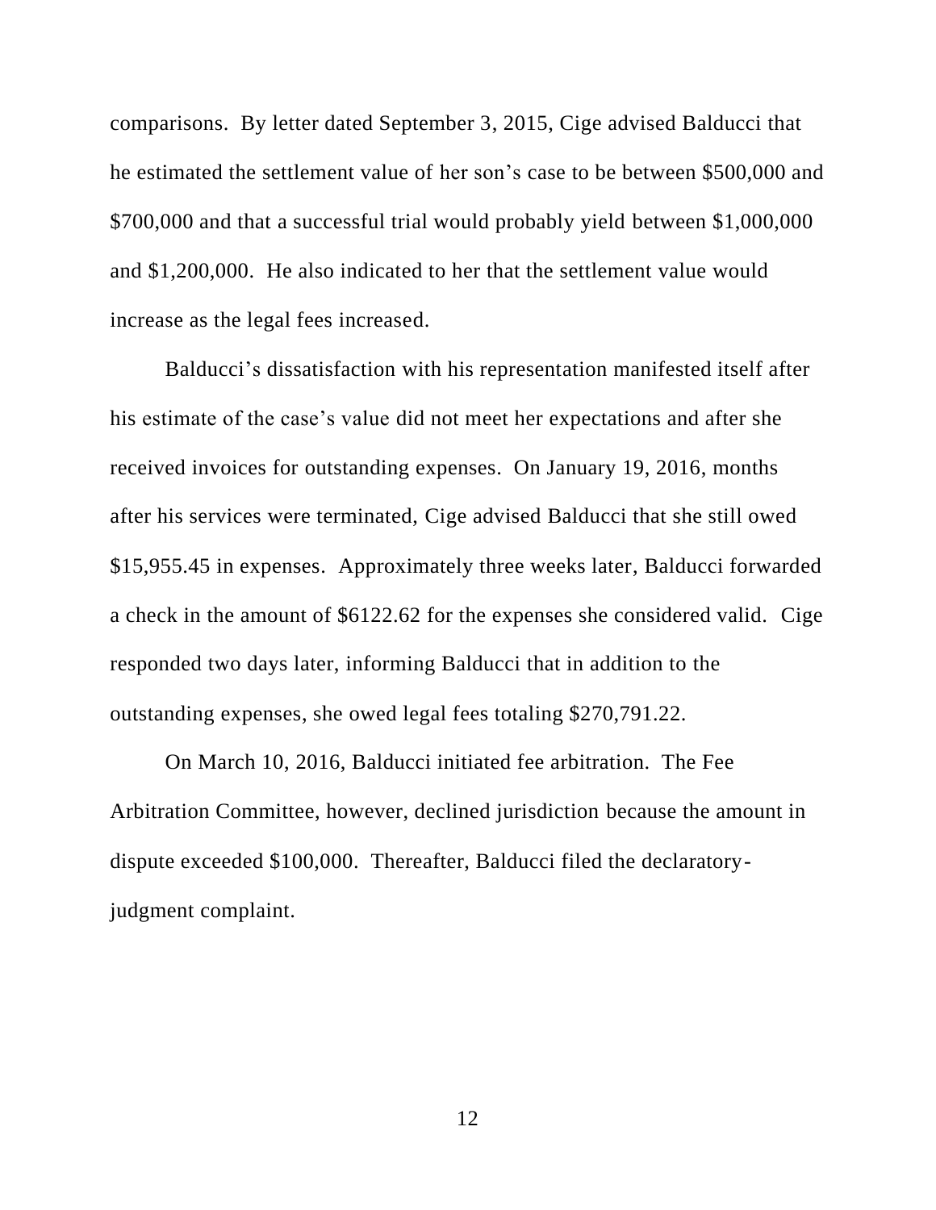comparisons. By letter dated September 3, 2015, Cige advised Balducci that he estimated the settlement value of her son's case to be between $500,000 and $700,000 and that a successful trial would probably yield between $1,000,000 and $1,200,000. He also indicated to her that the settlement value would increase as the legal fees increased.

Balducci's dissatisfaction with his representation manifested itself after his estimate of the case's value did not meet her expectations and after she received invoices for outstanding expenses. On January 19, 2016, months after his services were terminated, Cige advised Balducci that she still owed $15,955.45 in expenses. Approximately three weeks later, Balducci forwarded a check in the amount of $6122.62 for the expenses she considered valid. Cige responded two days later, informing Balducci that in addition to the outstanding expenses, she owed legal fees totaling $270,791.22.

On March 10, 2016, Balducci initiated fee arbitration. The Fee Arbitration Committee, however, declined jurisdiction because the amount in dispute exceeded $100,000. Thereafter, Balducci filed the declaratory-judgment complaint.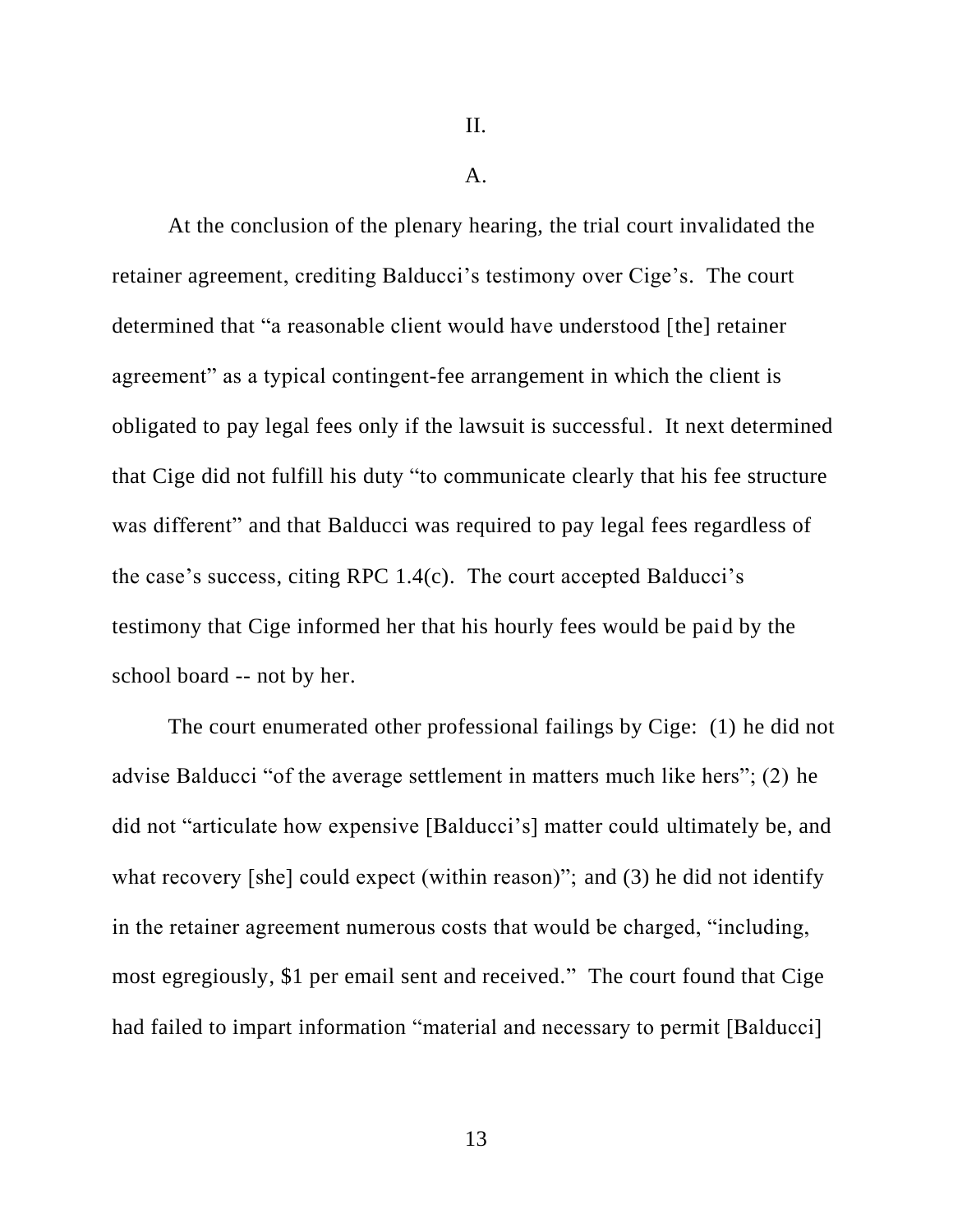II.

A.

At the conclusion of the plenary hearing, the trial court invalidated the retainer agreement, crediting Balducci's testimony over Cige's. The court determined that "a reasonable client would have understood [the] retainer agreement" as a typical contingent-fee arrangement in which the client is obligated to pay legal fees only if the lawsuit is successful. It next determined that Cige did not fulfill his duty "to communicate clearly that his fee structure was different" and that Balducci was required to pay legal fees regardless of the case's success, citing RPC 1.4(c). The court accepted Balducci's testimony that Cige informed her that his hourly fees would be paid by the school board -- not by her.

The court enumerated other professional failings by Cige: (1) he did not advise Balducci "of the average settlement in matters much like hers"; (2) he did not "articulate how expensive [Balducci's] matter could ultimately be, and what recovery [she] could expect (within reason)"; and (3) he did not identify in the retainer agreement numerous costs that would be charged, "including, most egregiously, $1 per email sent and received." The court found that Cige had failed to impart information "material and necessary to permit [Balducci]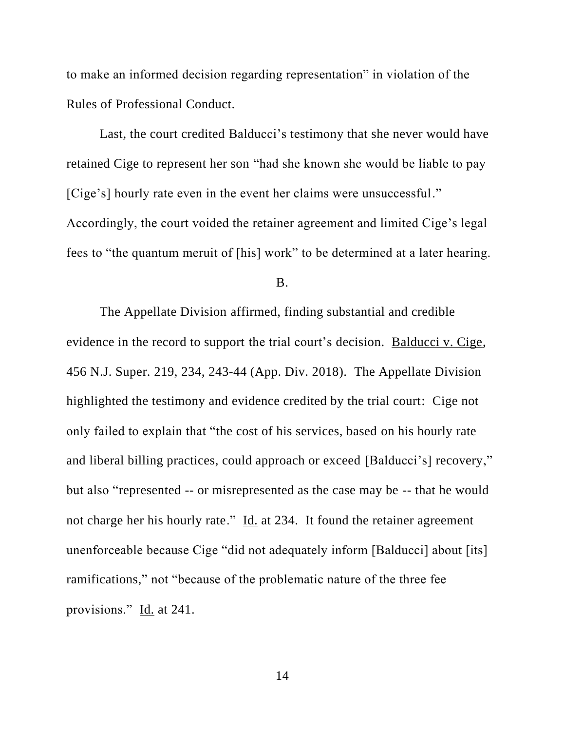to make an informed decision regarding representation" in violation of the Rules of Professional Conduct.

Last, the court credited Balducci's testimony that she never would have retained Cige to represent her son "had she known she would be liable to pay [Cige's] hourly rate even in the event her claims were unsuccessful." Accordingly, the court voided the retainer agreement and limited Cige's legal fees to "the quantum meruit of [his] work" to be determined at a later hearing.

B.

The Appellate Division affirmed, finding substantial and credible evidence in the record to support the trial court's decision. Balducci v. Cige, 456 N.J. Super. 219, 234, 243-44 (App. Div. 2018). The Appellate Division highlighted the testimony and evidence credited by the trial court: Cige not only failed to explain that "the cost of his services, based on his hourly rate and liberal billing practices, could approach or exceed [Balducci's] recovery," but also "represented -- or misrepresented as the case may be -- that he would not charge her his hourly rate." Id. at 234. It found the retainer agreement unenforceable because Cige "did not adequately inform [Balducci] about [its] ramifications," not "because of the problematic nature of the three fee provisions." Id. at 241.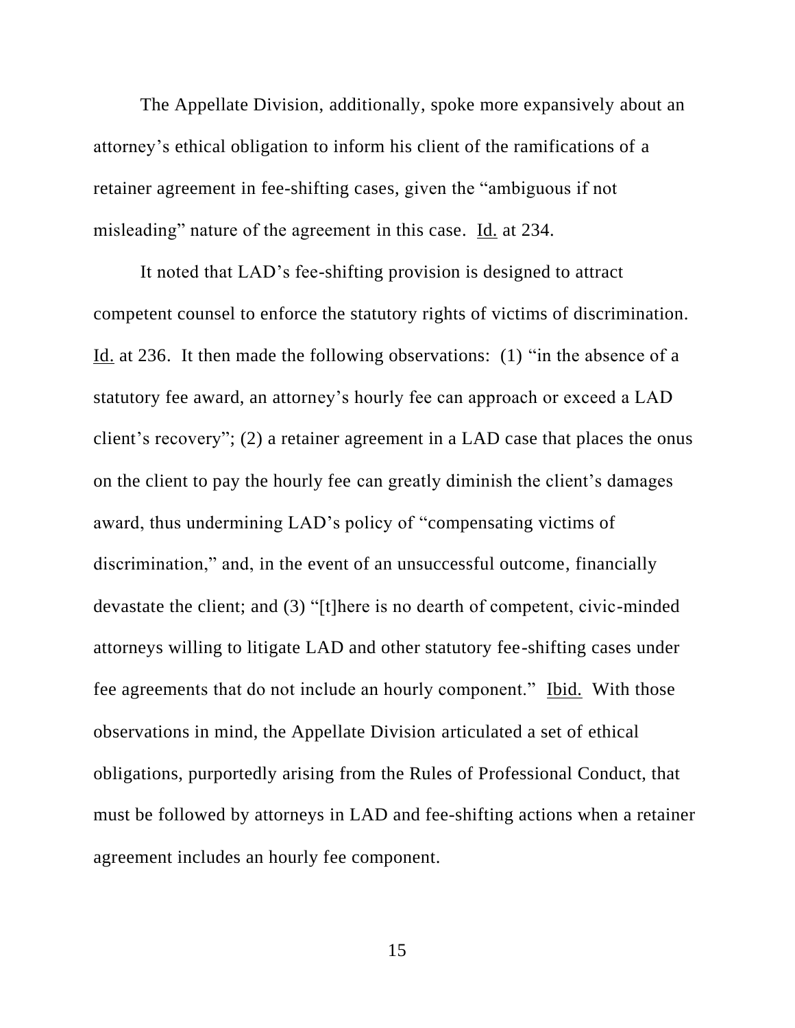The Appellate Division, additionally, spoke more expansively about an attorney's ethical obligation to inform his client of the ramifications of a retainer agreement in fee-shifting cases, given the "ambiguous if not misleading" nature of the agreement in this case. Id. at 234.

It noted that LAD's fee-shifting provision is designed to attract competent counsel to enforce the statutory rights of victims of discrimination. Id. at 236. It then made the following observations: (1) "in the absence of a statutory fee award, an attorney's hourly fee can approach or exceed a LAD client's recovery"; (2) a retainer agreement in a LAD case that places the onus on the client to pay the hourly fee can greatly diminish the client's damages award, thus undermining LAD's policy of "compensating victims of discrimination," and, in the event of an unsuccessful outcome, financially devastate the client; and (3) "[t]here is no dearth of competent, civic-minded attorneys willing to litigate LAD and other statutory fee-shifting cases under fee agreements that do not include an hourly component." Ibid. With those observations in mind, the Appellate Division articulated a set of ethical obligations, purportedly arising from the Rules of Professional Conduct, that must be followed by attorneys in LAD and fee-shifting actions when a retainer agreement includes an hourly fee component.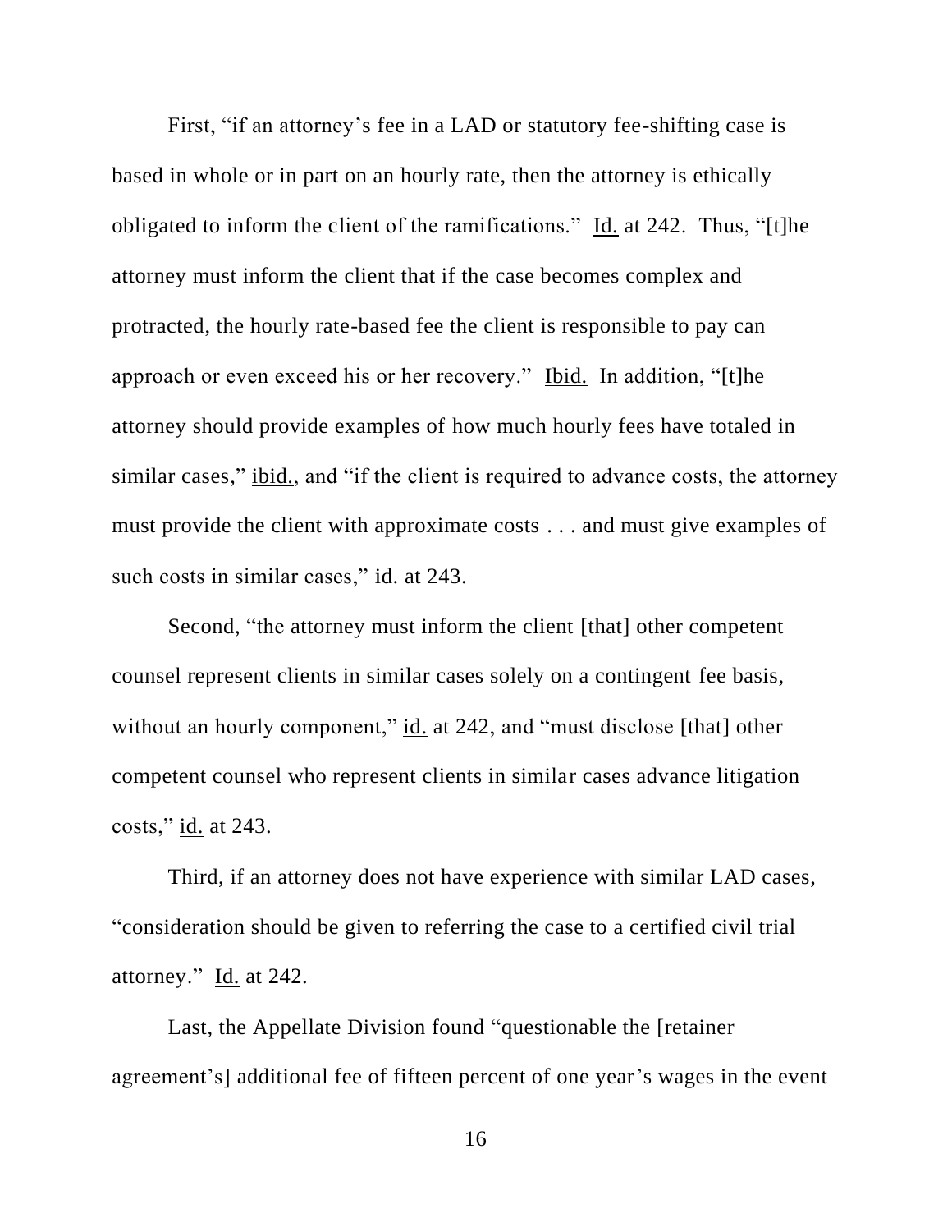First, "if an attorney's fee in a LAD or statutory fee-shifting case is based in whole or in part on an hourly rate, then the attorney is ethically obligated to inform the client of the ramifications." Id. at 242. Thus, "[t]he attorney must inform the client that if the case becomes complex and protracted, the hourly rate-based fee the client is responsible to pay can approach or even exceed his or her recovery." Ibid. In addition, "[t]he attorney should provide examples of how much hourly fees have totaled in similar cases," ibid., and "if the client is required to advance costs, the attorney must provide the client with approximate costs . . . and must give examples of such costs in similar cases," id. at 243.

Second, "the attorney must inform the client [that] other competent counsel represent clients in similar cases solely on a contingent fee basis, without an hourly component," id. at 242, and "must disclose [that] other competent counsel who represent clients in similar cases advance litigation costs," id. at 243.

Third, if an attorney does not have experience with similar LAD cases, "consideration should be given to referring the case to a certified civil trial attorney." Id. at 242.

Last, the Appellate Division found "questionable the [retainer agreement's] additional fee of fifteen percent of one year's wages in the event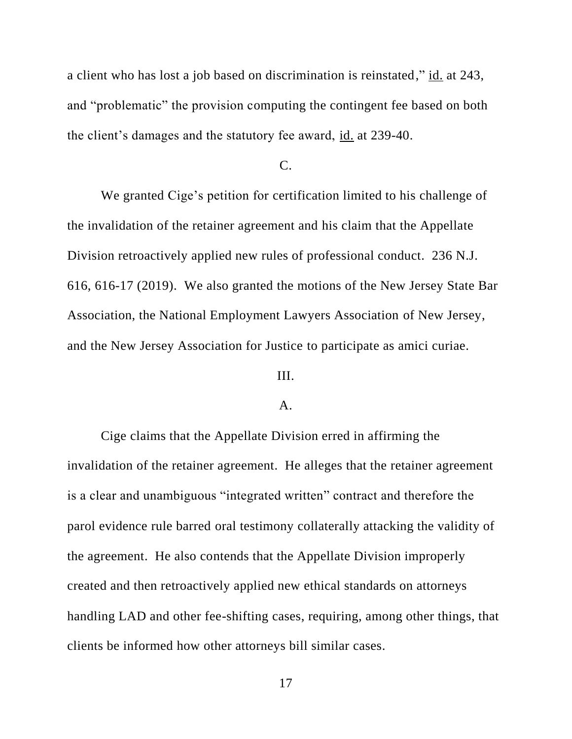a client who has lost a job based on discrimination is reinstated," id. at 243, and "problematic" the provision computing the contingent fee based on both the client's damages and the statutory fee award, id. at 239-40.

C.

We granted Cige's petition for certification limited to his challenge of the invalidation of the retainer agreement and his claim that the Appellate Division retroactively applied new rules of professional conduct. 236 N.J. 616, 616-17 (2019). We also granted the motions of the New Jersey State Bar Association, the National Employment Lawyers Association of New Jersey, and the New Jersey Association for Justice to participate as amici curiae.

III.

A.

Cige claims that the Appellate Division erred in affirming the invalidation of the retainer agreement. He alleges that the retainer agreement is a clear and unambiguous "integrated written" contract and therefore the parol evidence rule barred oral testimony collaterally attacking the validity of the agreement. He also contends that the Appellate Division improperly created and then retroactively applied new ethical standards on attorneys handling LAD and other fee-shifting cases, requiring, among other things, that clients be informed how other attorneys bill similar cases.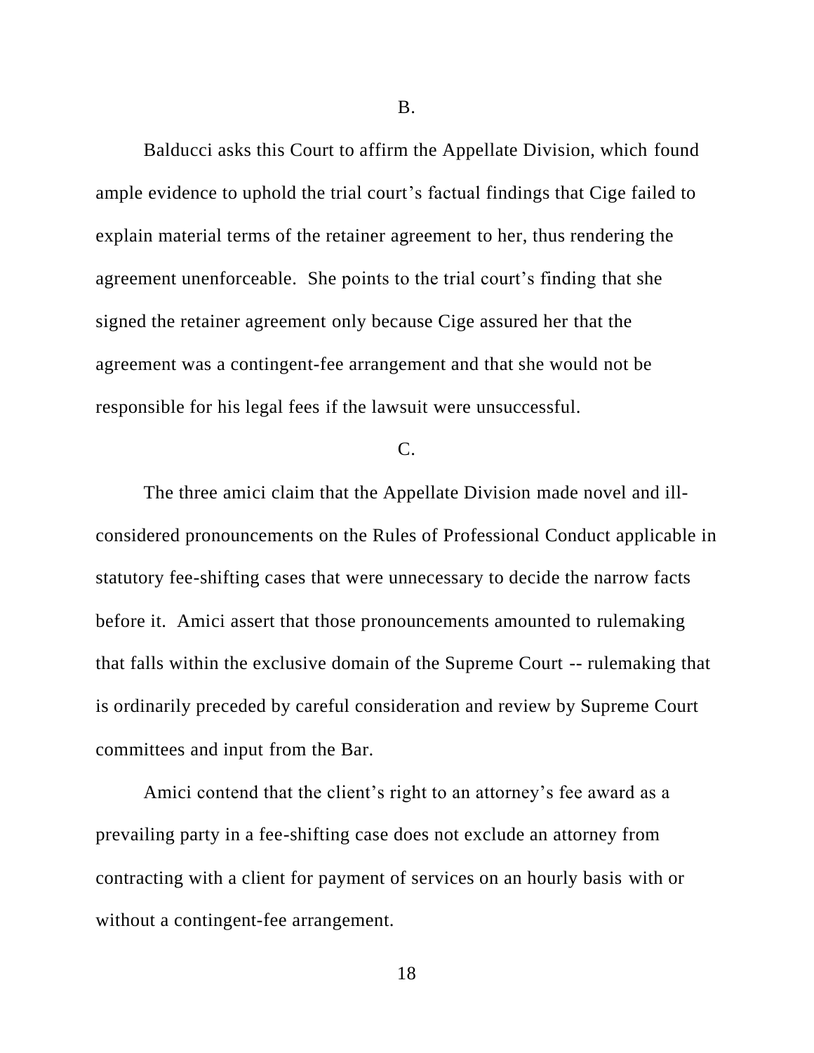B.

Balducci asks this Court to affirm the Appellate Division, which found ample evidence to uphold the trial court's factual findings that Cige failed to explain material terms of the retainer agreement to her, thus rendering the agreement unenforceable. She points to the trial court's finding that she signed the retainer agreement only because Cige assured her that the agreement was a contingent-fee arrangement and that she would not be responsible for his legal fees if the lawsuit were unsuccessful.

C.

The three amici claim that the Appellate Division made novel and ill-considered pronouncements on the Rules of Professional Conduct applicable in statutory fee-shifting cases that were unnecessary to decide the narrow facts before it. Amici assert that those pronouncements amounted to rulemaking that falls within the exclusive domain of the Supreme Court -- rulemaking that is ordinarily preceded by careful consideration and review by Supreme Court committees and input from the Bar.

Amici contend that the client's right to an attorney's fee award as a prevailing party in a fee-shifting case does not exclude an attorney from contracting with a client for payment of services on an hourly basis with or without a contingent-fee arrangement.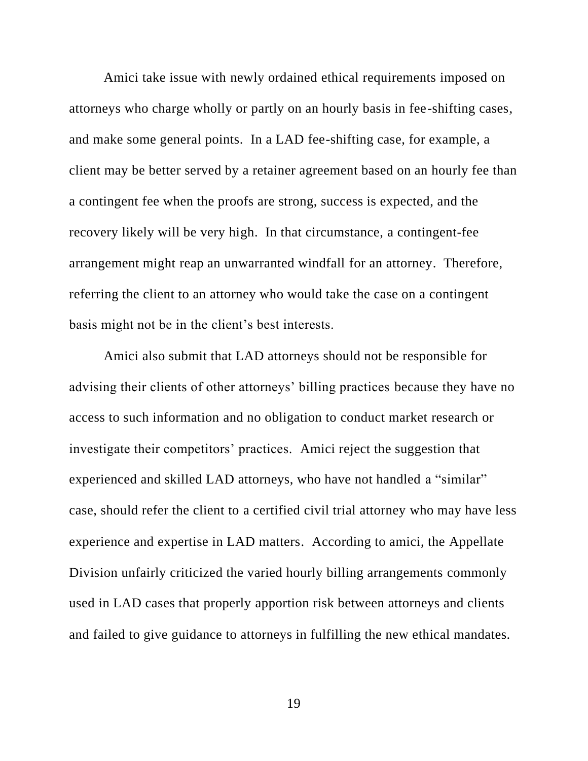Amici take issue with newly ordained ethical requirements imposed on attorneys who charge wholly or partly on an hourly basis in fee-shifting cases, and make some general points. In a LAD fee-shifting case, for example, a client may be better served by a retainer agreement based on an hourly fee than a contingent fee when the proofs are strong, success is expected, and the recovery likely will be very high. In that circumstance, a contingent-fee arrangement might reap an unwarranted windfall for an attorney. Therefore, referring the client to an attorney who would take the case on a contingent basis might not be in the client's best interests.

Amici also submit that LAD attorneys should not be responsible for advising their clients of other attorneys' billing practices because they have no access to such information and no obligation to conduct market research or investigate their competitors' practices. Amici reject the suggestion that experienced and skilled LAD attorneys, who have not handled a "similar" case, should refer the client to a certified civil trial attorney who may have less experience and expertise in LAD matters. According to amici, the Appellate Division unfairly criticized the varied hourly billing arrangements commonly used in LAD cases that properly apportion risk between attorneys and clients and failed to give guidance to attorneys in fulfilling the new ethical mandates.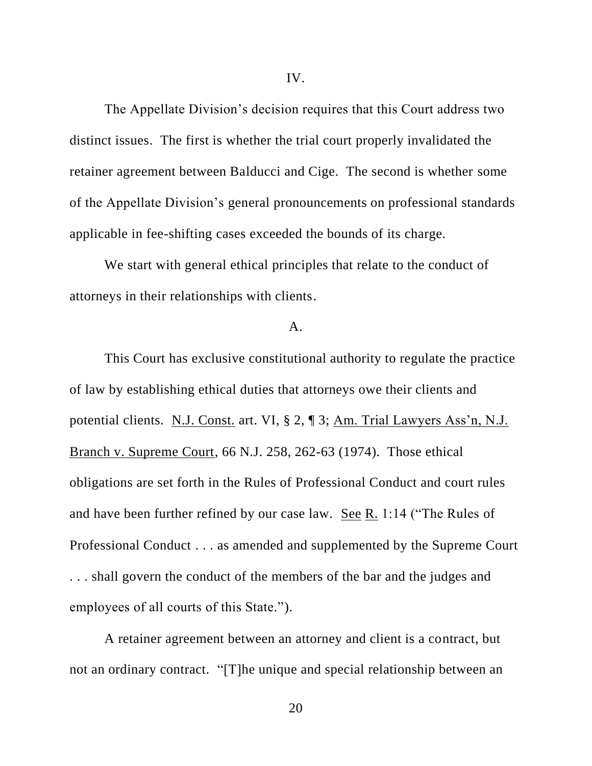## IV.

The Appellate Division's decision requires that this Court address two distinct issues. The first is whether the trial court properly invalidated the retainer agreement between Balducci and Cige. The second is whether some of the Appellate Division's general pronouncements on professional standards applicable in fee-shifting cases exceeded the bounds of its charge.

We start with general ethical principles that relate to the conduct of attorneys in their relationships with clients.

### A.

This Court has exclusive constitutional authority to regulate the practice of law by establishing ethical duties that attorneys owe their clients and potential clients. N.J. Const. art. VI, § 2, ¶ 3; Am. Trial Lawyers Ass'n, N.J. Branch v. Supreme Court, 66 N.J. 258, 262-63 (1974). Those ethical obligations are set forth in the Rules of Professional Conduct and court rules and have been further refined by our case law. See R. 1:14 ("The Rules of Professional Conduct . . . as amended and supplemented by the Supreme Court . . . shall govern the conduct of the members of the bar and the judges and employees of all courts of this State.").

A retainer agreement between an attorney and client is a contract, but not an ordinary contract. "[T]he unique and special relationship between an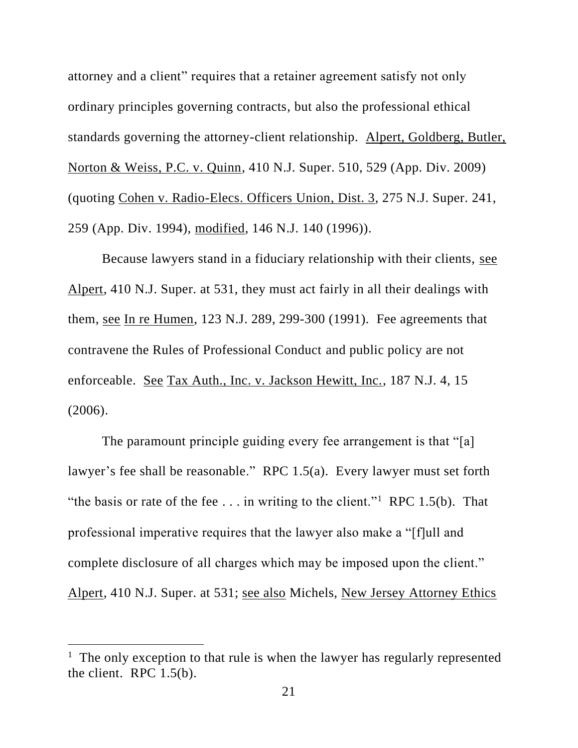attorney and a client" requires that a retainer agreement satisfy not only ordinary principles governing contracts, but also the professional ethical standards governing the attorney-client relationship. Alpert, Goldberg, Butler, Norton & Weiss, P.C. v. Quinn, 410 N.J. Super. 510, 529 (App. Div. 2009) (quoting Cohen v. Radio-Elecs. Officers Union, Dist. 3, 275 N.J. Super. 241, 259 (App. Div. 1994), modified, 146 N.J. 140 (1996)).

Because lawyers stand in a fiduciary relationship with their clients, see Alpert, 410 N.J. Super. at 531, they must act fairly in all their dealings with them, see In re Humen, 123 N.J. 289, 299-300 (1991). Fee agreements that contravene the Rules of Professional Conduct and public policy are not enforceable. See Tax Auth., Inc. v. Jackson Hewitt, Inc., 187 N.J. 4, 15 (2006).

The paramount principle guiding every fee arrangement is that "[a] lawyer's fee shall be reasonable." RPC 1.5(a). Every lawyer must set forth "the basis or rate of the fee . . . in writing to the client."[1] RPC 1.5(b). That professional imperative requires that the lawyer also make a "[f]ull and complete disclosure of all charges which may be imposed upon the client." Alpert, 410 N.J. Super. at 531; see also Michels, New Jersey Attorney Ethics

---

[1] The only exception to that rule is when the lawyer has regularly represented the client. RPC 1.5(b).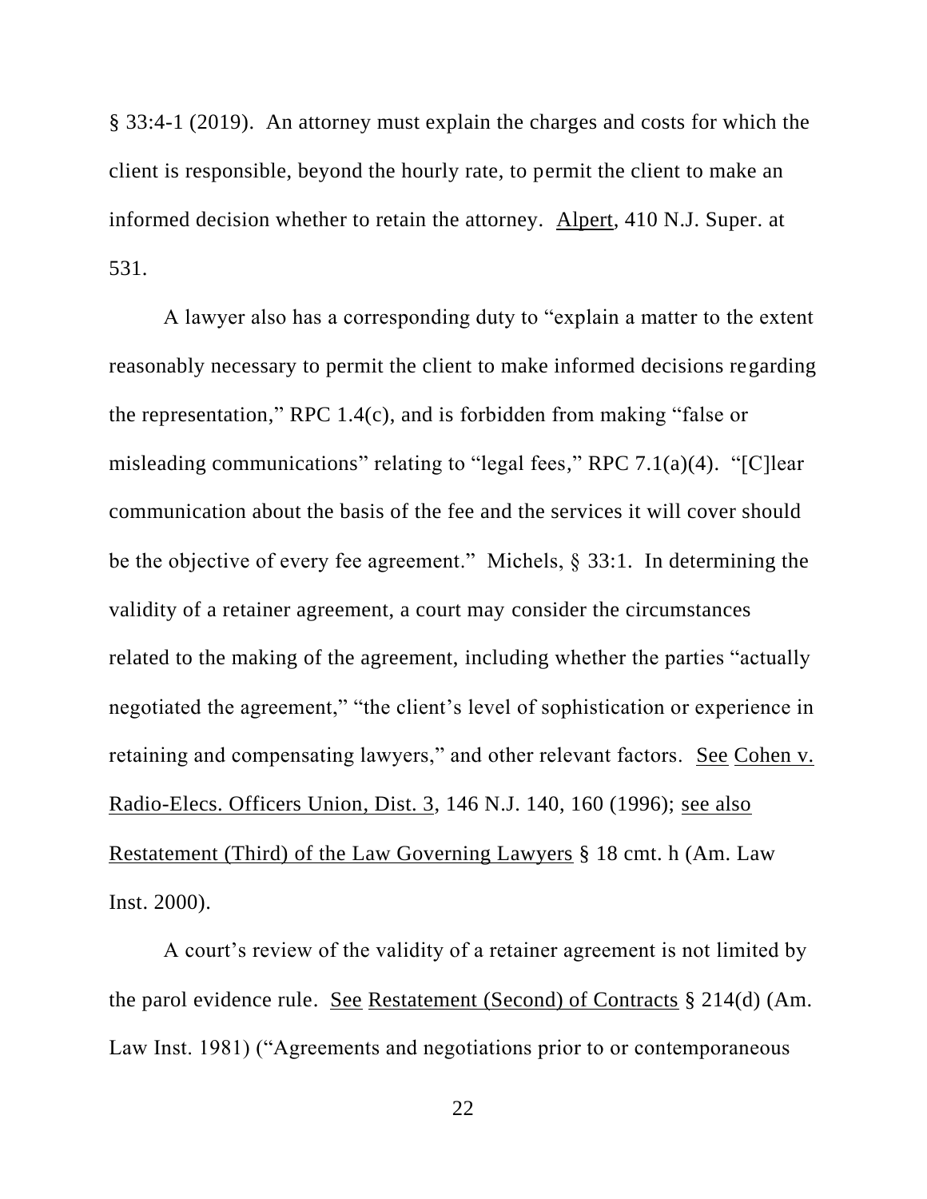§ 33:4-1 (2019). An attorney must explain the charges and costs for which the client is responsible, beyond the hourly rate, to permit the client to make an informed decision whether to retain the attorney. Alpert, 410 N.J. Super. at 531.

A lawyer also has a corresponding duty to "explain a matter to the extent reasonably necessary to permit the client to make informed decisions regarding the representation," RPC 1.4(c), and is forbidden from making "false or misleading communications" relating to "legal fees," RPC 7.1(a)(4). "[C]lear communication about the basis of the fee and the services it will cover should be the objective of every fee agreement." Michels, § 33:1. In determining the validity of a retainer agreement, a court may consider the circumstances related to the making of the agreement, including whether the parties "actually negotiated the agreement," "the client's level of sophistication or experience in retaining and compensating lawyers," and other relevant factors. See Cohen v. Radio-Elecs. Officers Union, Dist. 3, 146 N.J. 140, 160 (1996); see also Restatement (Third) of the Law Governing Lawyers § 18 cmt. h (Am. Law Inst. 2000).

A court's review of the validity of a retainer agreement is not limited by the parol evidence rule. See Restatement (Second) of Contracts § 214(d) (Am. Law Inst. 1981) ("Agreements and negotiations prior to or contemporaneous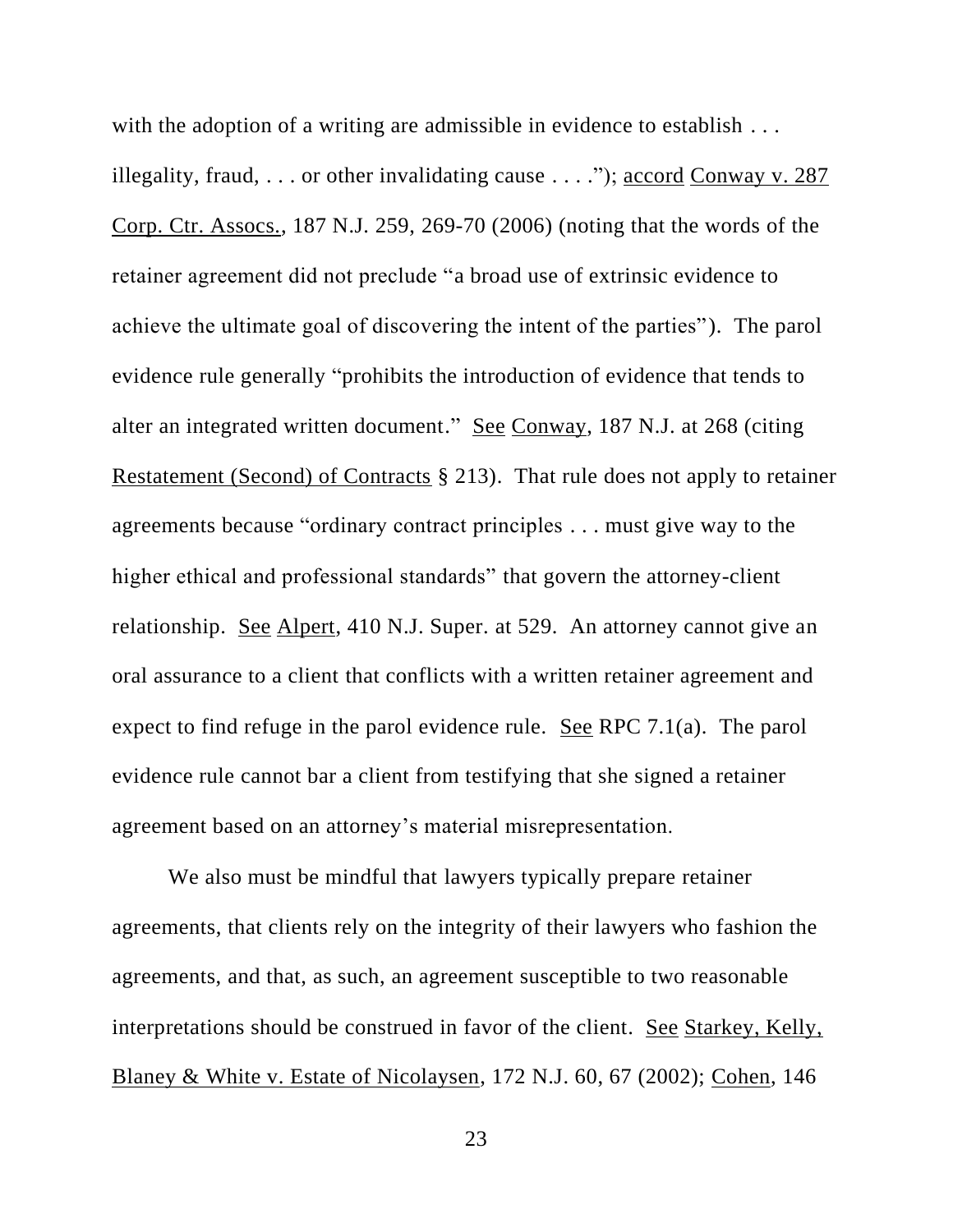with the adoption of a writing are admissible in evidence to establish . . . illegality, fraud, . . . or other invalidating cause . . . ."); accord Conway v. 287 Corp. Ctr. Assocs., 187 N.J. 259, 269-70 (2006) (noting that the words of the retainer agreement did not preclude "a broad use of extrinsic evidence to achieve the ultimate goal of discovering the intent of the parties"). The parol evidence rule generally "prohibits the introduction of evidence that tends to alter an integrated written document." See Conway, 187 N.J. at 268 (citing Restatement (Second) of Contracts § 213). That rule does not apply to retainer agreements because "ordinary contract principles . . . must give way to the higher ethical and professional standards" that govern the attorney-client relationship. See Alpert, 410 N.J. Super. at 529. An attorney cannot give an oral assurance to a client that conflicts with a written retainer agreement and expect to find refuge in the parol evidence rule. See RPC 7.1(a). The parol evidence rule cannot bar a client from testifying that she signed a retainer agreement based on an attorney's material misrepresentation.

We also must be mindful that lawyers typically prepare retainer agreements, that clients rely on the integrity of their lawyers who fashion the agreements, and that, as such, an agreement susceptible to two reasonable interpretations should be construed in favor of the client. See Starkey, Kelly, Blaney & White v. Estate of Nicolaysen, 172 N.J. 60, 67 (2002); Cohen, 146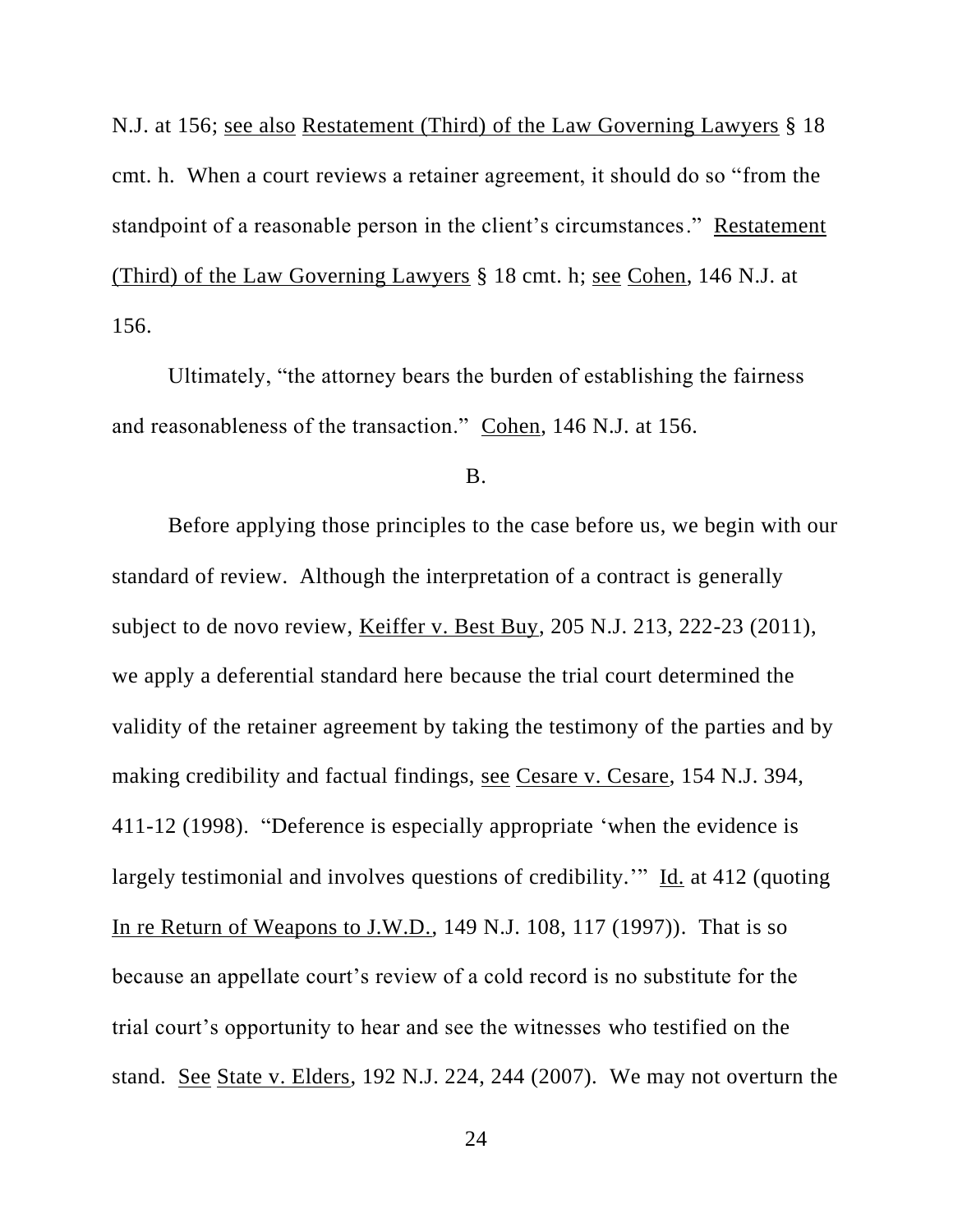N.J. at 156; see also Restatement (Third) of the Law Governing Lawyers § 18 cmt. h. When a court reviews a retainer agreement, it should do so "from the standpoint of a reasonable person in the client's circumstances." Restatement (Third) of the Law Governing Lawyers § 18 cmt. h; see Cohen, 146 N.J. at 156.

Ultimately, "the attorney bears the burden of establishing the fairness and reasonableness of the transaction." Cohen, 146 N.J. at 156.

B.

Before applying those principles to the case before us, we begin with our standard of review. Although the interpretation of a contract is generally subject to de novo review, Keiffer v. Best Buy, 205 N.J. 213, 222-23 (2011), we apply a deferential standard here because the trial court determined the validity of the retainer agreement by taking the testimony of the parties and by making credibility and factual findings, see Cesare v. Cesare, 154 N.J. 394, 411-12 (1998). "Deference is especially appropriate 'when the evidence is largely testimonial and involves questions of credibility.'" Id. at 412 (quoting In re Return of Weapons to J.W.D., 149 N.J. 108, 117 (1997)). That is so because an appellate court's review of a cold record is no substitute for the trial court's opportunity to hear and see the witnesses who testified on the stand. See State v. Elders, 192 N.J. 224, 244 (2007). We may not overturn the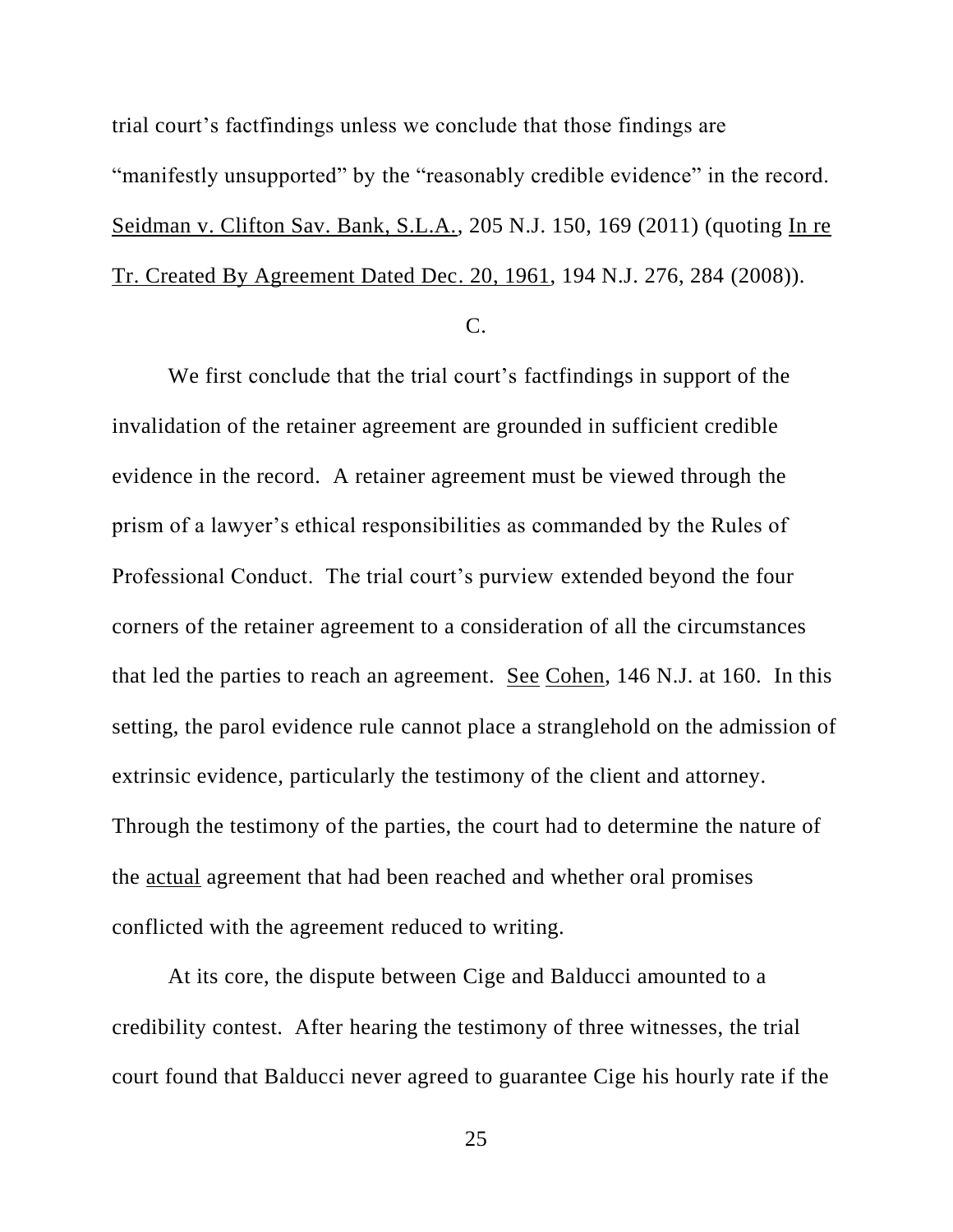trial court's factfindings unless we conclude that those findings are "manifestly unsupported" by the "reasonably credible evidence" in the record. Seidman v. Clifton Sav. Bank, S.L.A., 205 N.J. 150, 169 (2011) (quoting In re Tr. Created By Agreement Dated Dec. 20, 1961, 194 N.J. 276, 284 (2008)).

C.

We first conclude that the trial court's factfindings in support of the invalidation of the retainer agreement are grounded in sufficient credible evidence in the record. A retainer agreement must be viewed through the prism of a lawyer's ethical responsibilities as commanded by the Rules of Professional Conduct. The trial court's purview extended beyond the four corners of the retainer agreement to a consideration of all the circumstances that led the parties to reach an agreement. See Cohen, 146 N.J. at 160. In this setting, the parol evidence rule cannot place a stranglehold on the admission of extrinsic evidence, particularly the testimony of the client and attorney. Through the testimony of the parties, the court had to determine the nature of the actual agreement that had been reached and whether oral promises conflicted with the agreement reduced to writing.

At its core, the dispute between Cige and Balducci amounted to a credibility contest. After hearing the testimony of three witnesses, the trial court found that Balducci never agreed to guarantee Cige his hourly rate if the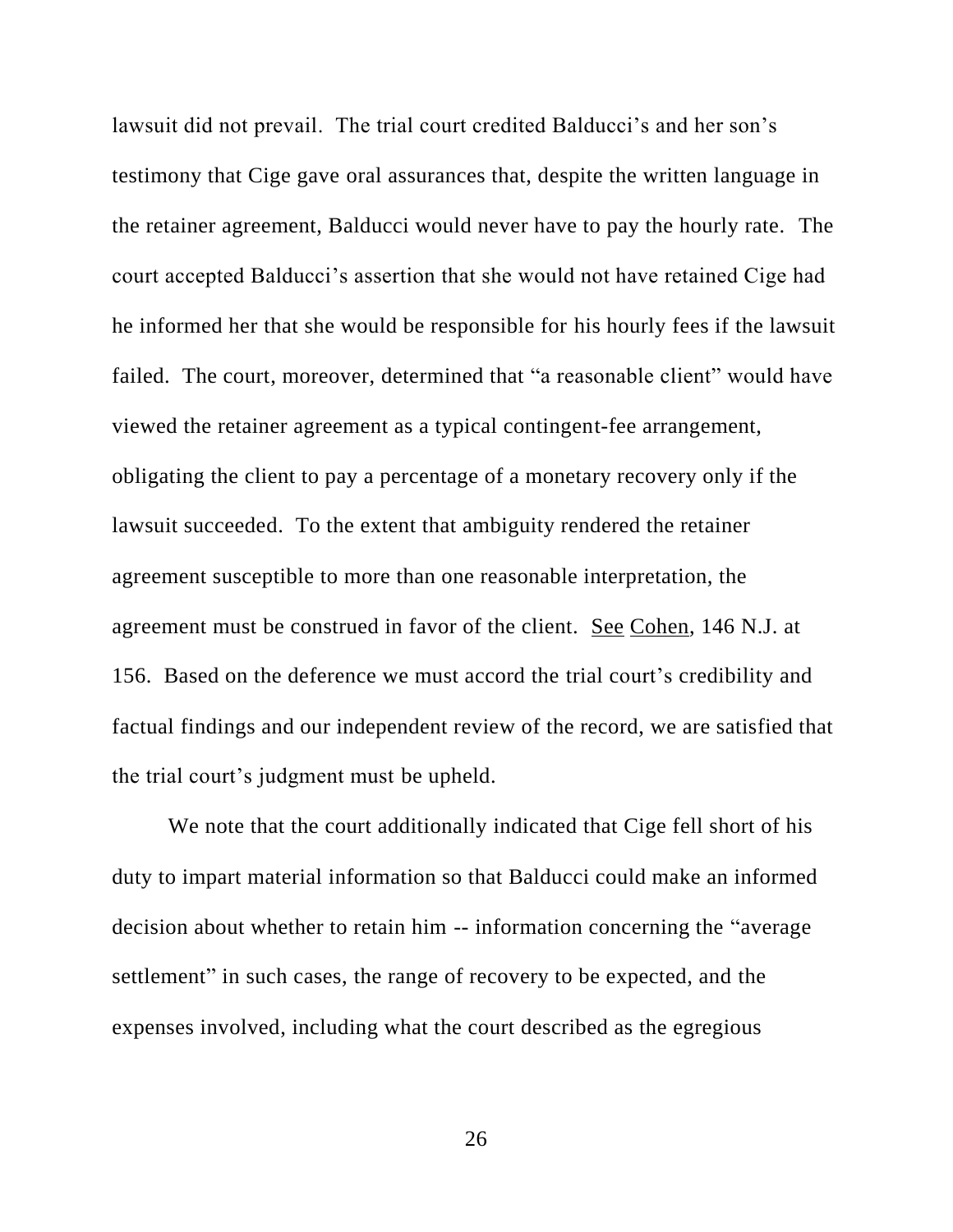lawsuit did not prevail. The trial court credited Balducci's and her son's testimony that Cige gave oral assurances that, despite the written language in the retainer agreement, Balducci would never have to pay the hourly rate. The court accepted Balducci's assertion that she would not have retained Cige had he informed her that she would be responsible for his hourly fees if the lawsuit failed. The court, moreover, determined that "a reasonable client" would have viewed the retainer agreement as a typical contingent-fee arrangement, obligating the client to pay a percentage of a monetary recovery only if the lawsuit succeeded. To the extent that ambiguity rendered the retainer agreement susceptible to more than one reasonable interpretation, the agreement must be construed in favor of the client. See Cohen, 146 N.J. at 156. Based on the deference we must accord the trial court's credibility and factual findings and our independent review of the record, we are satisfied that the trial court's judgment must be upheld.

We note that the court additionally indicated that Cige fell short of his duty to impart material information so that Balducci could make an informed decision about whether to retain him -- information concerning the "average settlement" in such cases, the range of recovery to be expected, and the expenses involved, including what the court described as the egregious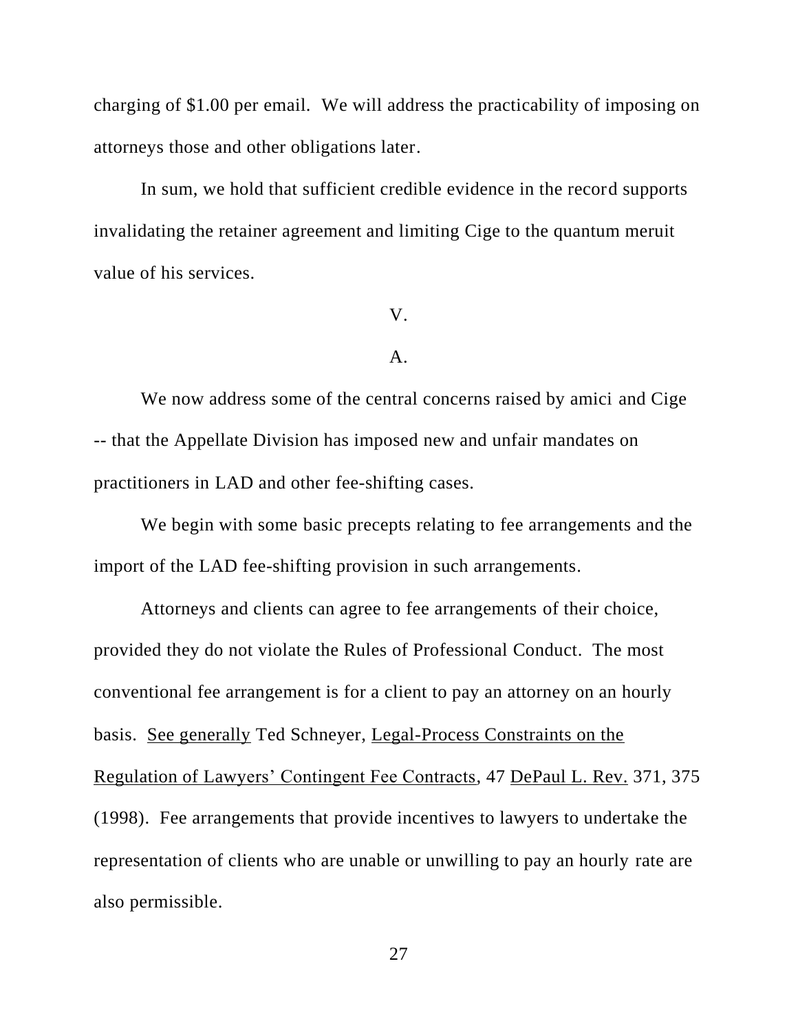charging of $1.00 per email. We will address the practicability of imposing on attorneys those and other obligations later.

In sum, we hold that sufficient credible evidence in the record supports invalidating the retainer agreement and limiting Cige to the quantum meruit value of his services.

## V.

### A.

We now address some of the central concerns raised by amici and Cige -- that the Appellate Division has imposed new and unfair mandates on practitioners in LAD and other fee-shifting cases.

We begin with some basic precepts relating to fee arrangements and the import of the LAD fee-shifting provision in such arrangements.

Attorneys and clients can agree to fee arrangements of their choice, provided they do not violate the Rules of Professional Conduct. The most conventional fee arrangement is for a client to pay an attorney on an hourly basis. See generally Ted Schneyer, Legal-Process Constraints on the Regulation of Lawyers' Contingent Fee Contracts, 47 DePaul L. Rev. 371, 375 (1998). Fee arrangements that provide incentives to lawyers to undertake the representation of clients who are unable or unwilling to pay an hourly rate are also permissible.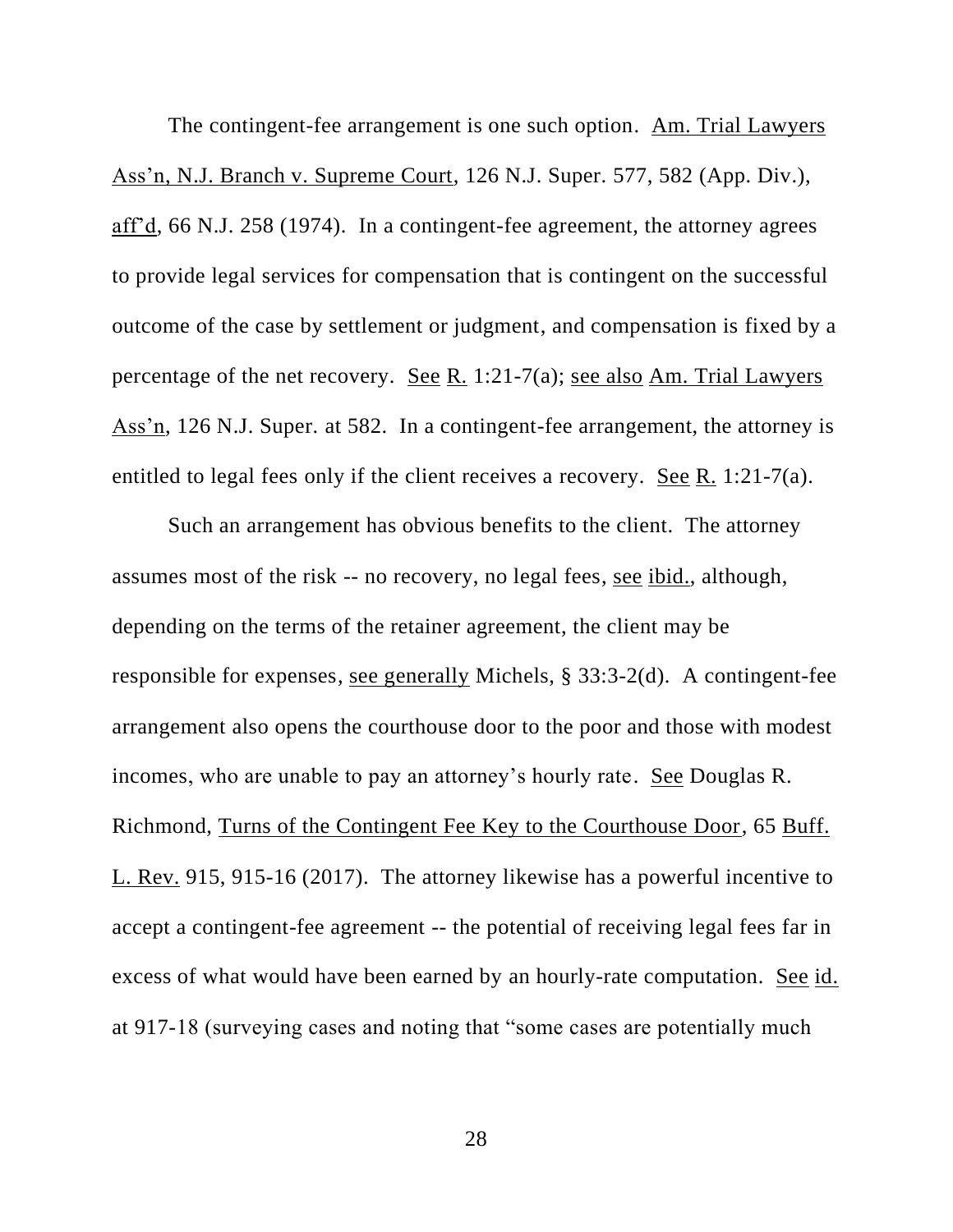The contingent-fee arrangement is one such option. Am. Trial Lawyers Ass'n, N.J. Branch v. Supreme Court, 126 N.J. Super. 577, 582 (App. Div.), aff'd, 66 N.J. 258 (1974). In a contingent-fee agreement, the attorney agrees to provide legal services for compensation that is contingent on the successful outcome of the case by settlement or judgment, and compensation is fixed by a percentage of the net recovery. See R. 1:21-7(a); see also Am. Trial Lawyers Ass'n, 126 N.J. Super. at 582. In a contingent-fee arrangement, the attorney is entitled to legal fees only if the client receives a recovery. See R. 1:21-7(a).

Such an arrangement has obvious benefits to the client. The attorney assumes most of the risk -- no recovery, no legal fees, see ibid., although, depending on the terms of the retainer agreement, the client may be responsible for expenses, see generally Michels, § 33:3-2(d). A contingent-fee arrangement also opens the courthouse door to the poor and those with modest incomes, who are unable to pay an attorney's hourly rate. See Douglas R. Richmond, Turns of the Contingent Fee Key to the Courthouse Door, 65 Buff. L. Rev. 915, 915-16 (2017). The attorney likewise has a powerful incentive to accept a contingent-fee agreement -- the potential of receiving legal fees far in excess of what would have been earned by an hourly-rate computation. See id. at 917-18 (surveying cases and noting that "some cases are potentially much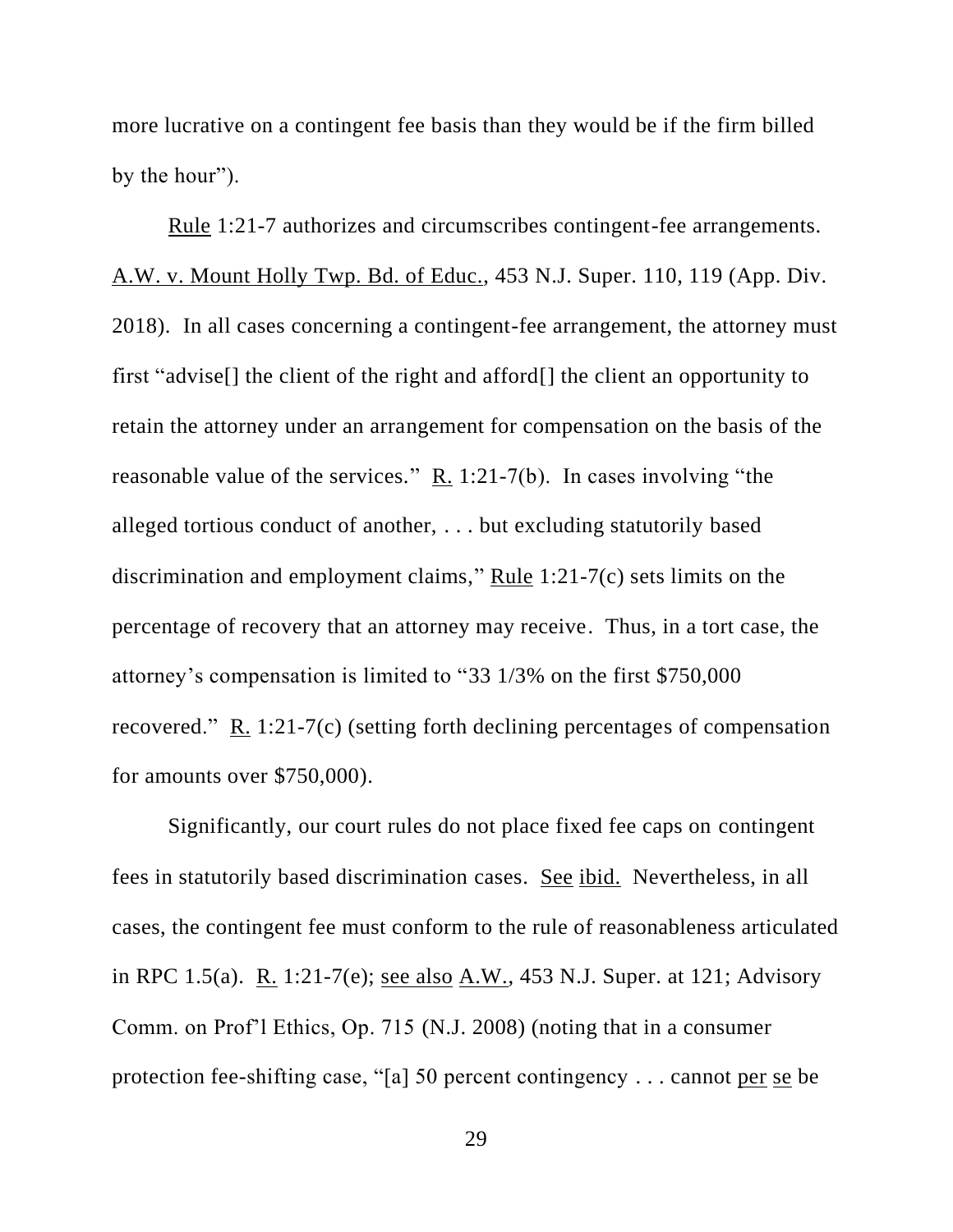more lucrative on a contingent fee basis than they would be if the firm billed by the hour").

Rule 1:21-7 authorizes and circumscribes contingent-fee arrangements. A.W. v. Mount Holly Twp. Bd. of Educ., 453 N.J. Super. 110, 119 (App. Div. 2018). In all cases concerning a contingent-fee arrangement, the attorney must first "advise[] the client of the right and afford[] the client an opportunity to retain the attorney under an arrangement for compensation on the basis of the reasonable value of the services." R. 1:21-7(b). In cases involving "the alleged tortious conduct of another, . . . but excluding statutorily based discrimination and employment claims," Rule 1:21-7(c) sets limits on the percentage of recovery that an attorney may receive. Thus, in a tort case, the attorney's compensation is limited to "33 1/3% on the first $750,000 recovered." R. 1:21-7(c) (setting forth declining percentages of compensation for amounts over $750,000).

Significantly, our court rules do not place fixed fee caps on contingent fees in statutorily based discrimination cases. See ibid. Nevertheless, in all cases, the contingent fee must conform to the rule of reasonableness articulated in RPC 1.5(a). R. 1:21-7(e); see also A.W., 453 N.J. Super. at 121; Advisory Comm. on Prof'l Ethics, Op. 715 (N.J. 2008) (noting that in a consumer protection fee-shifting case, "[a] 50 percent contingency . . . cannot per se be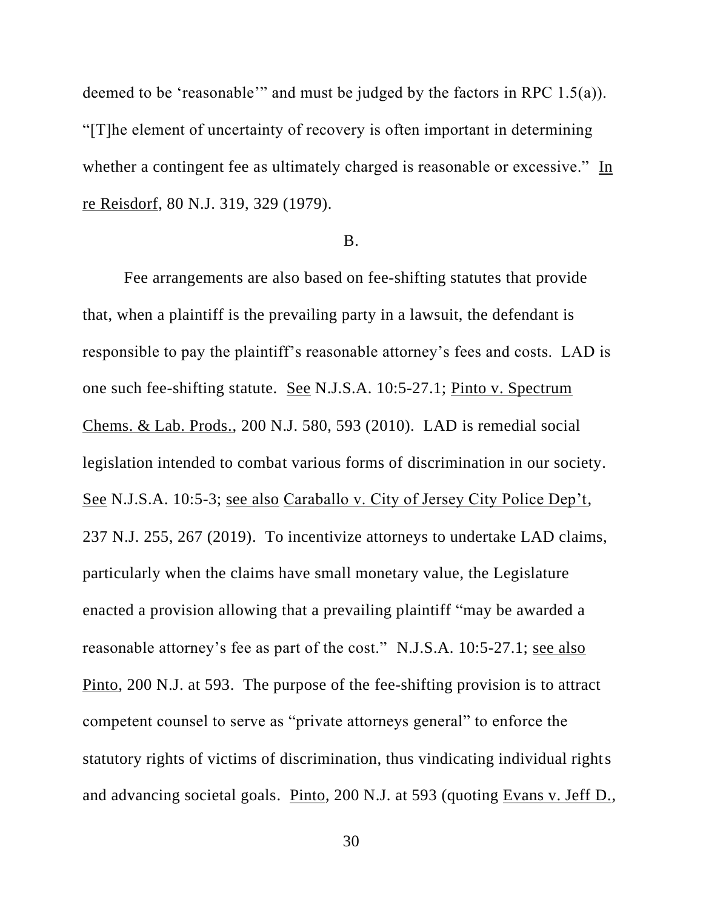deemed to be 'reasonable'" and must be judged by the factors in RPC 1.5(a)). "[T]he element of uncertainty of recovery is often important in determining whether a contingent fee as ultimately charged is reasonable or excessive." In re Reisdorf, 80 N.J. 319, 329 (1979).

B.

Fee arrangements are also based on fee-shifting statutes that provide that, when a plaintiff is the prevailing party in a lawsuit, the defendant is responsible to pay the plaintiff's reasonable attorney's fees and costs. LAD is one such fee-shifting statute. See N.J.S.A. 10:5-27.1; Pinto v. Spectrum Chems. & Lab. Prods., 200 N.J. 580, 593 (2010). LAD is remedial social legislation intended to combat various forms of discrimination in our society. See N.J.S.A. 10:5-3; see also Caraballo v. City of Jersey City Police Dep't, 237 N.J. 255, 267 (2019). To incentivize attorneys to undertake LAD claims, particularly when the claims have small monetary value, the Legislature enacted a provision allowing that a prevailing plaintiff "may be awarded a reasonable attorney's fee as part of the cost." N.J.S.A. 10:5-27.1; see also Pinto, 200 N.J. at 593. The purpose of the fee-shifting provision is to attract competent counsel to serve as "private attorneys general" to enforce the statutory rights of victims of discrimination, thus vindicating individual rights and advancing societal goals. Pinto, 200 N.J. at 593 (quoting Evans v. Jeff D.,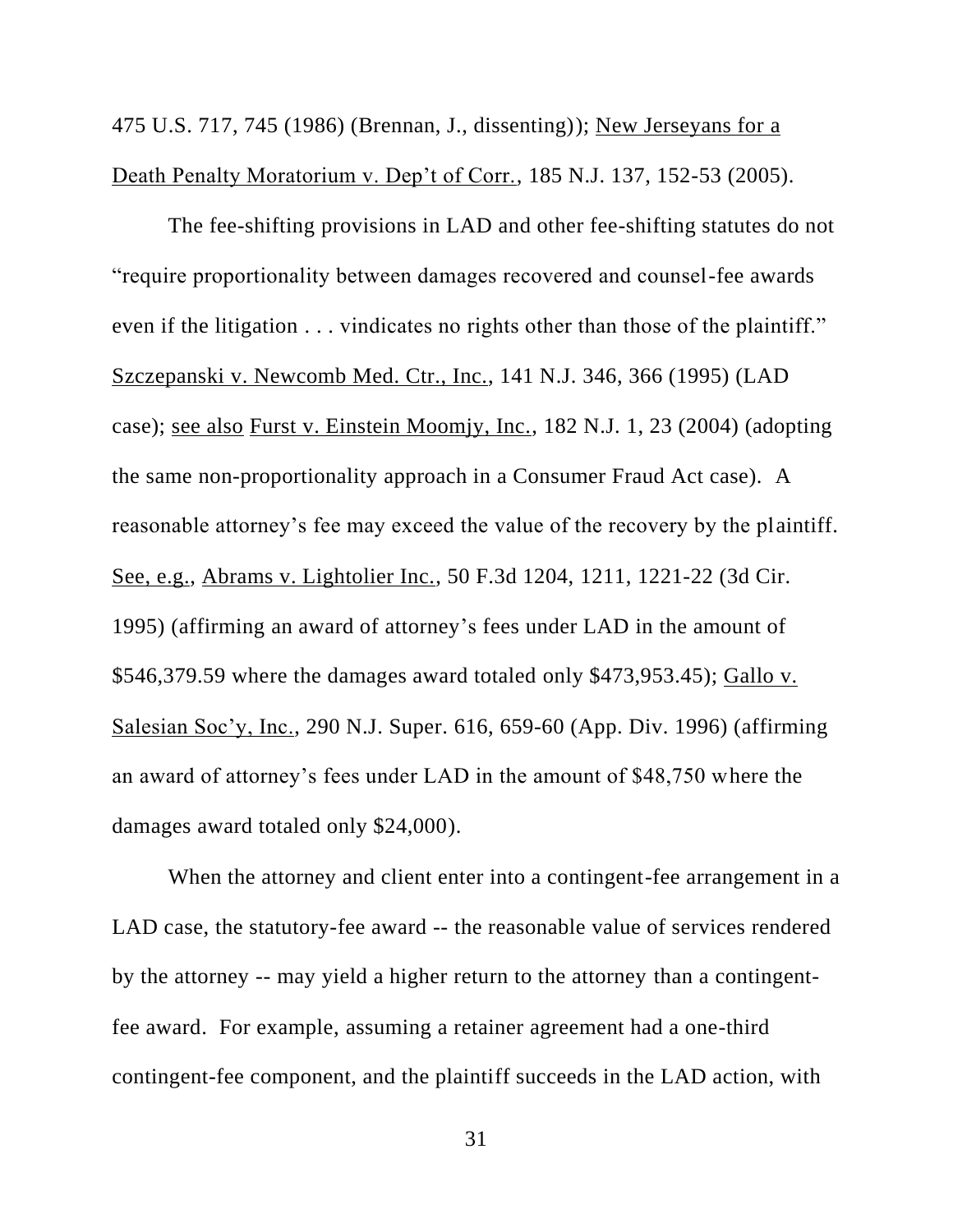475 U.S. 717, 745 (1986) (Brennan, J., dissenting)); New Jerseyans for a Death Penalty Moratorium v. Dep't of Corr., 185 N.J. 137, 152-53 (2005).

The fee-shifting provisions in LAD and other fee-shifting statutes do not "require proportionality between damages recovered and counsel-fee awards even if the litigation . . . vindicates no rights other than those of the plaintiff." Szczepanski v. Newcomb Med. Ctr., Inc., 141 N.J. 346, 366 (1995) (LAD case); see also Furst v. Einstein Moomjy, Inc., 182 N.J. 1, 23 (2004) (adopting the same non-proportionality approach in a Consumer Fraud Act case). A reasonable attorney's fee may exceed the value of the recovery by the plaintiff. See, e.g., Abrams v. Lightolier Inc., 50 F.3d 1204, 1211, 1221-22 (3d Cir. 1995) (affirming an award of attorney's fees under LAD in the amount of $546,379.59 where the damages award totaled only $473,953.45); Gallo v. Salesian Soc'y, Inc., 290 N.J. Super. 616, 659-60 (App. Div. 1996) (affirming an award of attorney's fees under LAD in the amount of $48,750 where the damages award totaled only $24,000).

When the attorney and client enter into a contingent-fee arrangement in a LAD case, the statutory-fee award -- the reasonable value of services rendered by the attorney -- may yield a higher return to the attorney than a contingent-fee award. For example, assuming a retainer agreement had a one-third contingent-fee component, and the plaintiff succeeds in the LAD action, with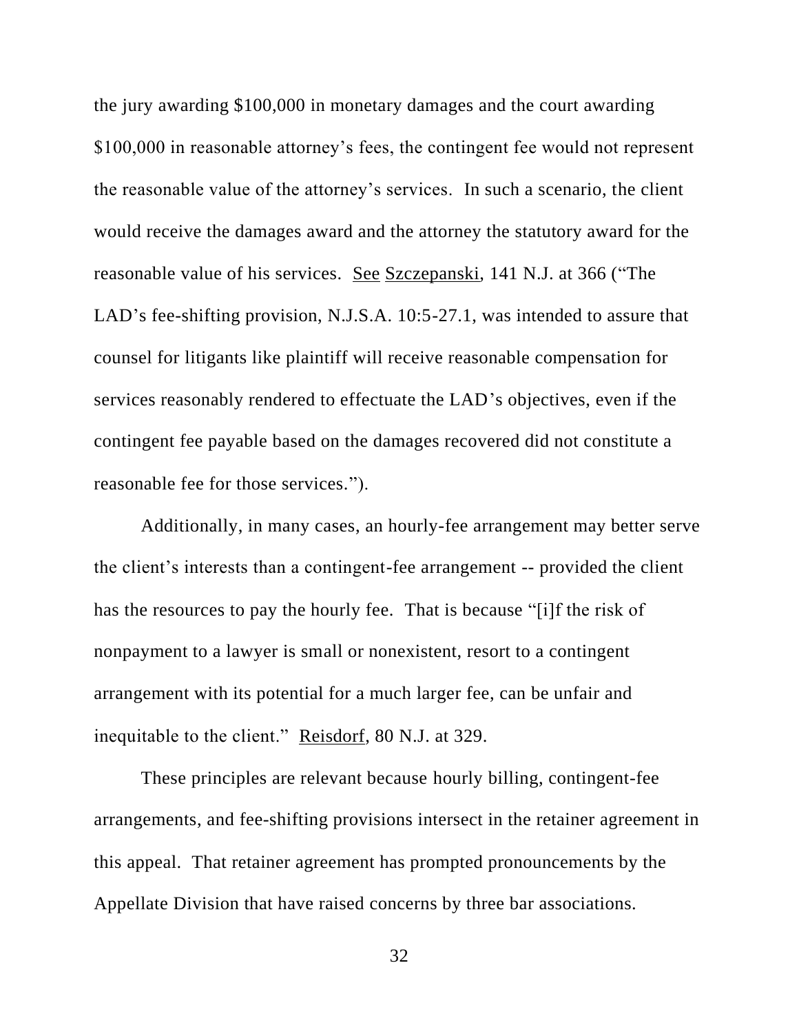the jury awarding $100,000 in monetary damages and the court awarding $100,000 in reasonable attorney's fees, the contingent fee would not represent the reasonable value of the attorney's services. In such a scenario, the client would receive the damages award and the attorney the statutory award for the reasonable value of his services. See Szczepanski, 141 N.J. at 366 ("The LAD's fee-shifting provision, N.J.S.A. 10:5-27.1, was intended to assure that counsel for litigants like plaintiff will receive reasonable compensation for services reasonably rendered to effectuate the LAD's objectives, even if the contingent fee payable based on the damages recovered did not constitute a reasonable fee for those services.").

Additionally, in many cases, an hourly-fee arrangement may better serve the client's interests than a contingent-fee arrangement -- provided the client has the resources to pay the hourly fee. That is because "[i]f the risk of nonpayment to a lawyer is small or nonexistent, resort to a contingent arrangement with its potential for a much larger fee, can be unfair and inequitable to the client." Reisdorf, 80 N.J. at 329.

These principles are relevant because hourly billing, contingent-fee arrangements, and fee-shifting provisions intersect in the retainer agreement in this appeal. That retainer agreement has prompted pronouncements by the Appellate Division that have raised concerns by three bar associations.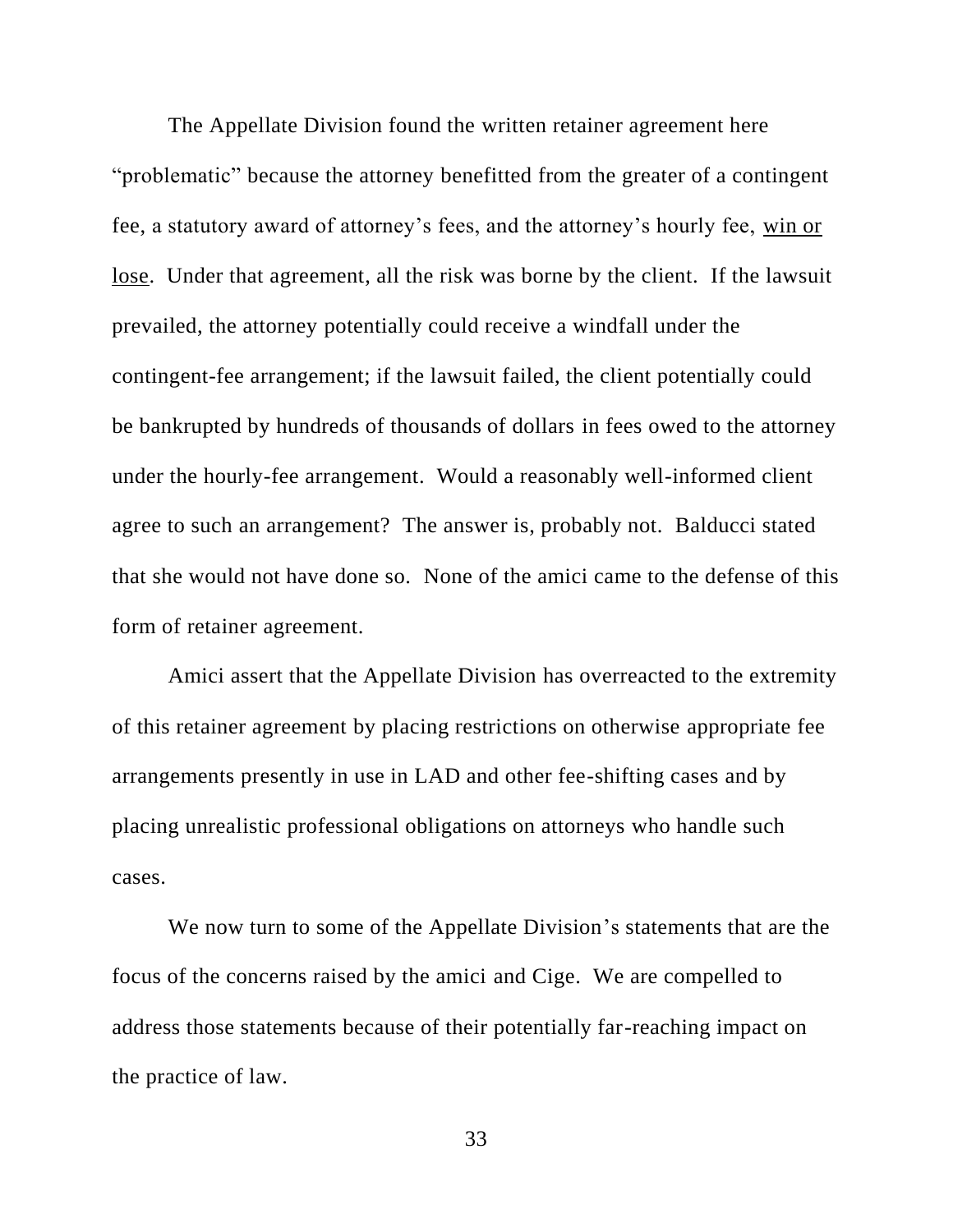The Appellate Division found the written retainer agreement here "problematic" because the attorney benefitted from the greater of a contingent fee, a statutory award of attorney's fees, and the attorney's hourly fee, <u>win or lose</u>. Under that agreement, all the risk was borne by the client. If the lawsuit prevailed, the attorney potentially could receive a windfall under the contingent-fee arrangement; if the lawsuit failed, the client potentially could be bankrupted by hundreds of thousands of dollars in fees owed to the attorney under the hourly-fee arrangement. Would a reasonably well-informed client agree to such an arrangement? The answer is, probably not. Balducci stated that she would not have done so. None of the amici came to the defense of this form of retainer agreement.

Amici assert that the Appellate Division has overreacted to the extremity of this retainer agreement by placing restrictions on otherwise appropriate fee arrangements presently in use in LAD and other fee-shifting cases and by placing unrealistic professional obligations on attorneys who handle such cases.

We now turn to some of the Appellate Division's statements that are the focus of the concerns raised by the amici and Cige. We are compelled to address those statements because of their potentially far-reaching impact on the practice of law.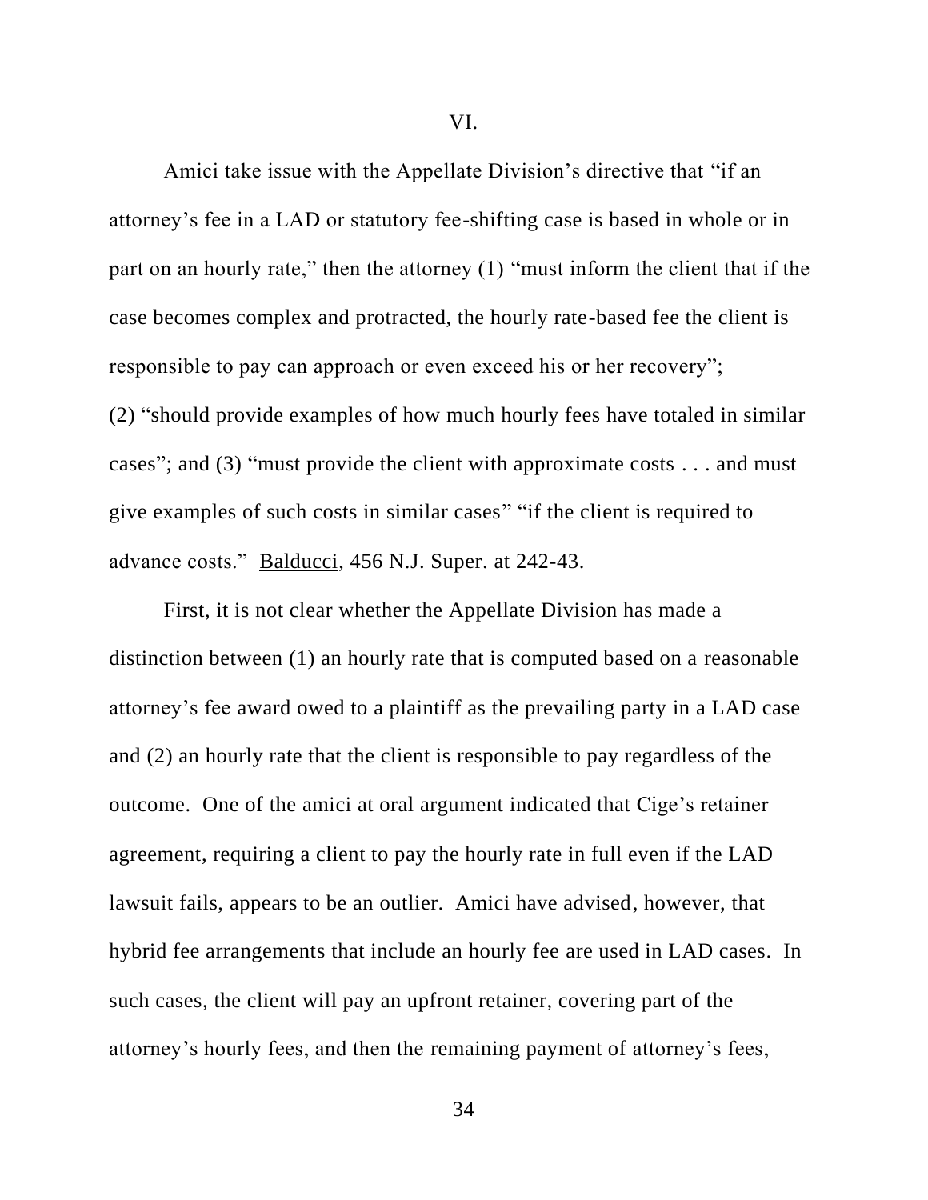VI.

Amici take issue with the Appellate Division's directive that "if an attorney's fee in a LAD or statutory fee-shifting case is based in whole or in part on an hourly rate," then the attorney (1) "must inform the client that if the case becomes complex and protracted, the hourly rate-based fee the client is responsible to pay can approach or even exceed his or her recovery"; (2) "should provide examples of how much hourly fees have totaled in similar cases"; and (3) "must provide the client with approximate costs . . . and must give examples of such costs in similar cases" "if the client is required to advance costs." Balducci, 456 N.J. Super. at 242-43.

First, it is not clear whether the Appellate Division has made a distinction between (1) an hourly rate that is computed based on a reasonable attorney's fee award owed to a plaintiff as the prevailing party in a LAD case and (2) an hourly rate that the client is responsible to pay regardless of the outcome. One of the amici at oral argument indicated that Cige's retainer agreement, requiring a client to pay the hourly rate in full even if the LAD lawsuit fails, appears to be an outlier. Amici have advised, however, that hybrid fee arrangements that include an hourly fee are used in LAD cases. In such cases, the client will pay an upfront retainer, covering part of the attorney's hourly fees, and then the remaining payment of attorney's fees,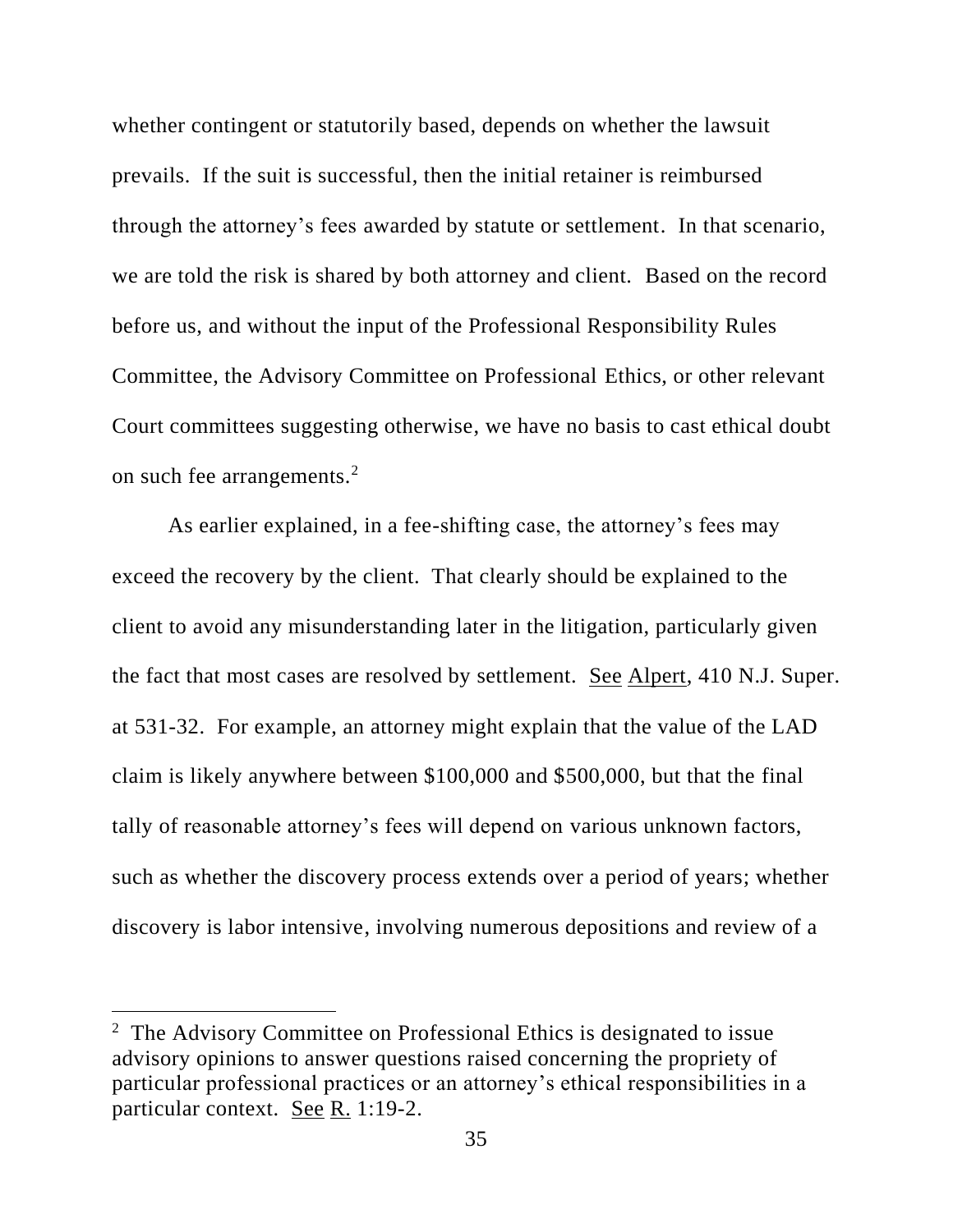whether contingent or statutorily based, depends on whether the lawsuit prevails. If the suit is successful, then the initial retainer is reimbursed through the attorney's fees awarded by statute or settlement. In that scenario, we are told the risk is shared by both attorney and client. Based on the record before us, and without the input of the Professional Responsibility Rules Committee, the Advisory Committee on Professional Ethics, or other relevant Court committees suggesting otherwise, we have no basis to cast ethical doubt on such fee arrangements.[2]

As earlier explained, in a fee-shifting case, the attorney's fees may exceed the recovery by the client. That clearly should be explained to the client to avoid any misunderstanding later in the litigation, particularly given the fact that most cases are resolved by settlement. See Alpert, 410 N.J. Super. at 531-32. For example, an attorney might explain that the value of the LAD claim is likely anywhere between $100,000 and $500,000, but that the final tally of reasonable attorney's fees will depend on various unknown factors, such as whether the discovery process extends over a period of years; whether discovery is labor intensive, involving numerous depositions and review of a

---

[2] The Advisory Committee on Professional Ethics is designated to issue advisory opinions to answer questions raised concerning the propriety of particular professional practices or an attorney's ethical responsibilities in a particular context. See R. 1:19-2.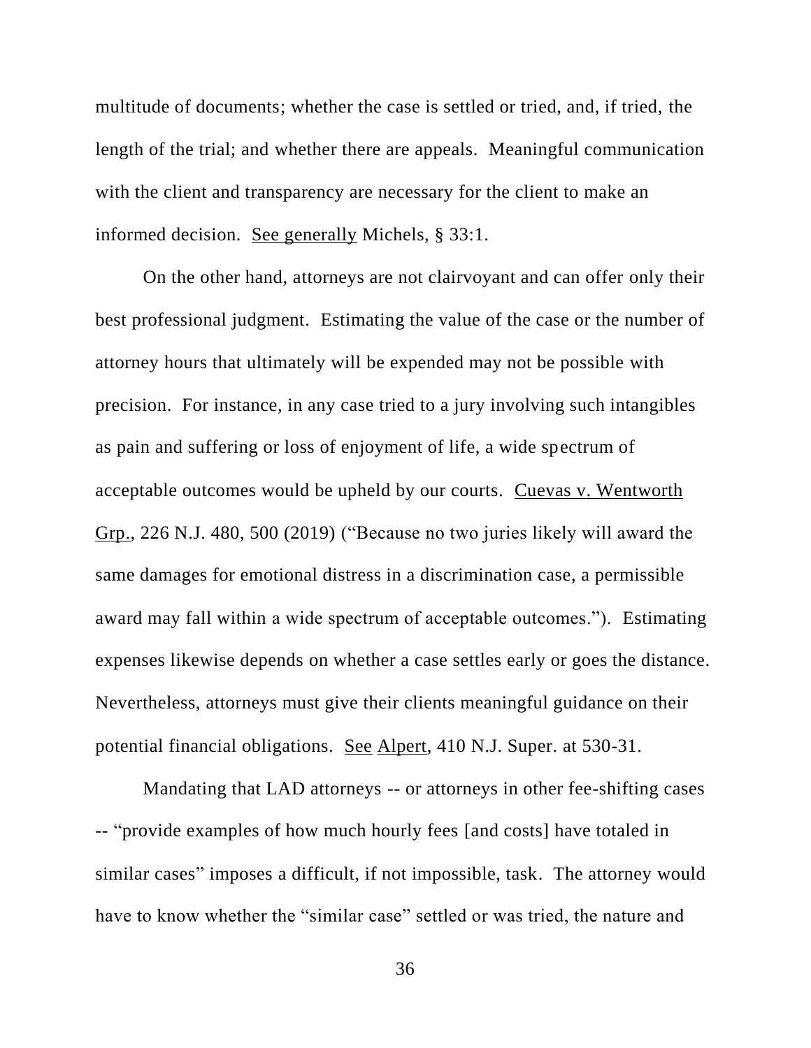multitude of documents; whether the case is settled or tried, and, if tried, the length of the trial; and whether there are appeals. Meaningful communication with the client and transparency are necessary for the client to make an informed decision. See generally Michels, § 33:1.

On the other hand, attorneys are not clairvoyant and can offer only their best professional judgment. Estimating the value of the case or the number of attorney hours that ultimately will be expended may not be possible with precision. For instance, in any case tried to a jury involving such intangibles as pain and suffering or loss of enjoyment of life, a wide spectrum of acceptable outcomes would be upheld by our courts. Cuevas v. Wentworth Grp., 226 N.J. 480, 500 (2019) ("Because no two juries likely will award the same damages for emotional distress in a discrimination case, a permissible award may fall within a wide spectrum of acceptable outcomes."). Estimating expenses likewise depends on whether a case settles early or goes the distance. Nevertheless, attorneys must give their clients meaningful guidance on their potential financial obligations. See Alpert, 410 N.J. Super. at 530-31.

Mandating that LAD attorneys -- or attorneys in other fee-shifting cases -- "provide examples of how much hourly fees [and costs] have totaled in similar cases" imposes a difficult, if not impossible, task. The attorney would have to know whether the "similar case" settled or was tried, the nature and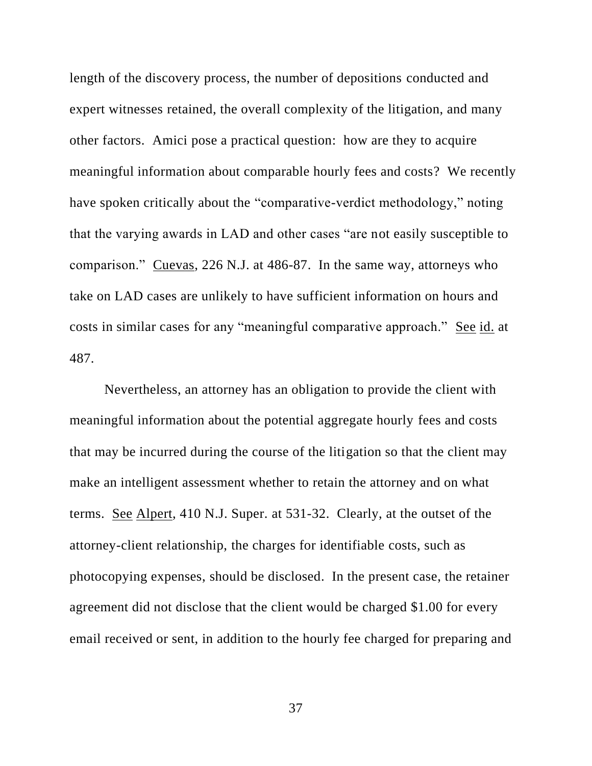length of the discovery process, the number of depositions conducted and expert witnesses retained, the overall complexity of the litigation, and many other factors. Amici pose a practical question: how are they to acquire meaningful information about comparable hourly fees and costs? We recently have spoken critically about the "comparative-verdict methodology," noting that the varying awards in LAD and other cases "are not easily susceptible to comparison." Cuevas, 226 N.J. at 486-87. In the same way, attorneys who take on LAD cases are unlikely to have sufficient information on hours and costs in similar cases for any "meaningful comparative approach." See id. at 487.

Nevertheless, an attorney has an obligation to provide the client with meaningful information about the potential aggregate hourly fees and costs that may be incurred during the course of the litigation so that the client may make an intelligent assessment whether to retain the attorney and on what terms. See Alpert, 410 N.J. Super. at 531-32. Clearly, at the outset of the attorney-client relationship, the charges for identifiable costs, such as photocopying expenses, should be disclosed. In the present case, the retainer agreement did not disclose that the client would be charged $1.00 for every email received or sent, in addition to the hourly fee charged for preparing and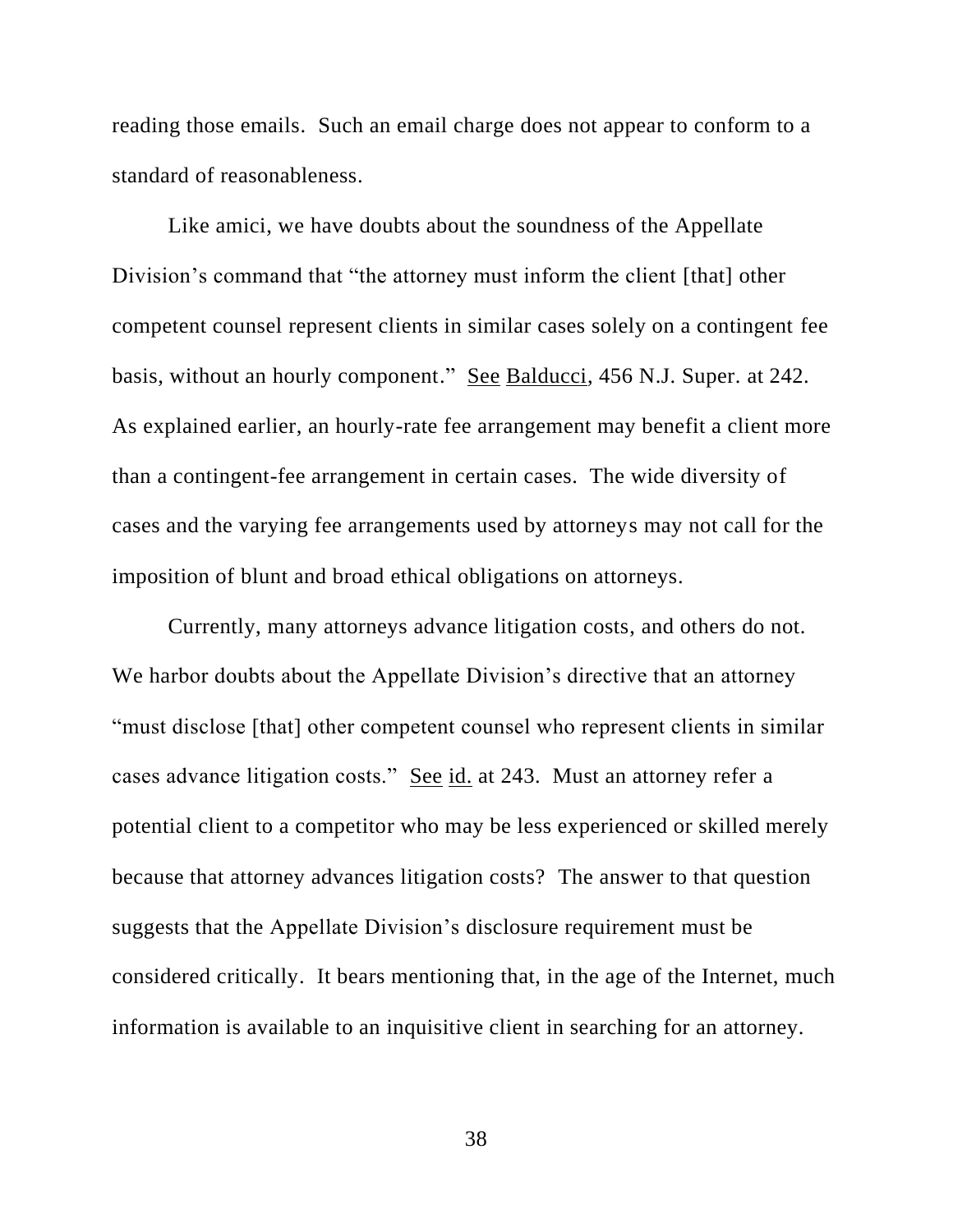reading those emails. Such an email charge does not appear to conform to a standard of reasonableness.

Like amici, we have doubts about the soundness of the Appellate Division's command that "the attorney must inform the client [that] other competent counsel represent clients in similar cases solely on a contingent fee basis, without an hourly component." See Balducci, 456 N.J. Super. at 242. As explained earlier, an hourly-rate fee arrangement may benefit a client more than a contingent-fee arrangement in certain cases. The wide diversity of cases and the varying fee arrangements used by attorneys may not call for the imposition of blunt and broad ethical obligations on attorneys.

Currently, many attorneys advance litigation costs, and others do not. We harbor doubts about the Appellate Division's directive that an attorney "must disclose [that] other competent counsel who represent clients in similar cases advance litigation costs." See id. at 243. Must an attorney refer a potential client to a competitor who may be less experienced or skilled merely because that attorney advances litigation costs? The answer to that question suggests that the Appellate Division's disclosure requirement must be considered critically. It bears mentioning that, in the age of the Internet, much information is available to an inquisitive client in searching for an attorney.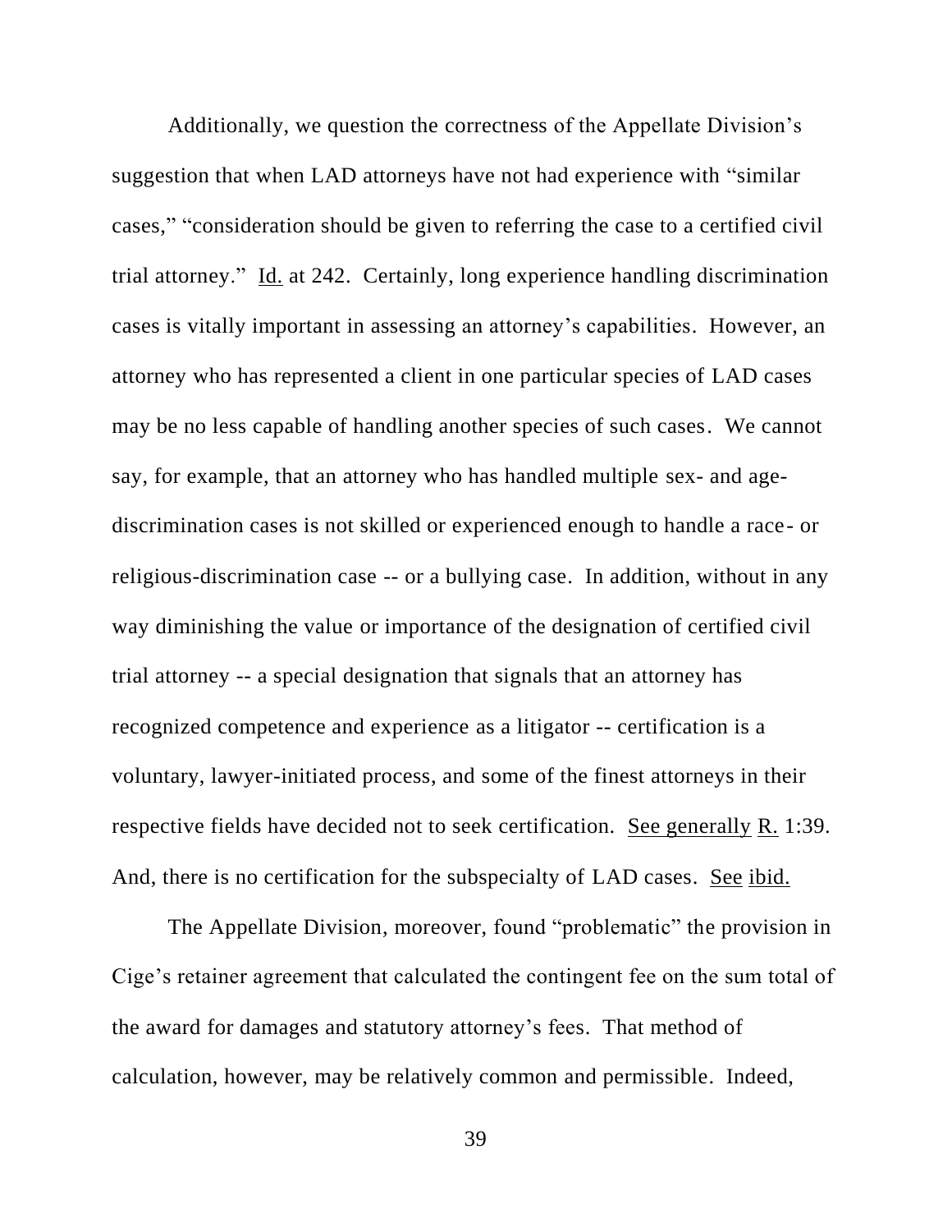Additionally, we question the correctness of the Appellate Division's suggestion that when LAD attorneys have not had experience with "similar cases," "consideration should be given to referring the case to a certified civil trial attorney." Id. at 242. Certainly, long experience handling discrimination cases is vitally important in assessing an attorney's capabilities. However, an attorney who has represented a client in one particular species of LAD cases may be no less capable of handling another species of such cases. We cannot say, for example, that an attorney who has handled multiple sex- and age-discrimination cases is not skilled or experienced enough to handle a race- or religious-discrimination case -- or a bullying case. In addition, without in any way diminishing the value or importance of the designation of certified civil trial attorney -- a special designation that signals that an attorney has recognized competence and experience as a litigator -- certification is a voluntary, lawyer-initiated process, and some of the finest attorneys in their respective fields have decided not to seek certification. See generally R. 1:39. And, there is no certification for the subspecialty of LAD cases. See ibid.

The Appellate Division, moreover, found "problematic" the provision in Cige's retainer agreement that calculated the contingent fee on the sum total of the award for damages and statutory attorney's fees. That method of calculation, however, may be relatively common and permissible. Indeed,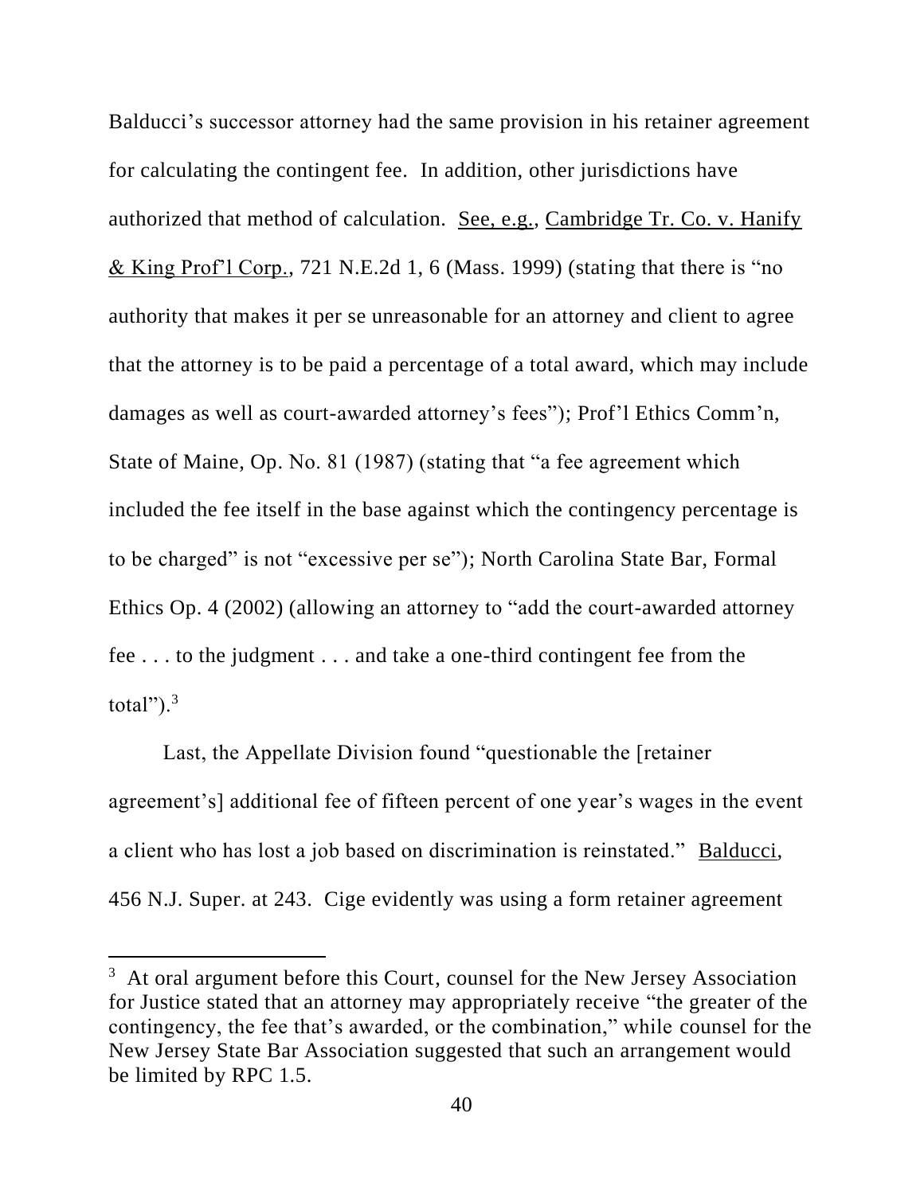Balducci's successor attorney had the same provision in his retainer agreement for calculating the contingent fee. In addition, other jurisdictions have authorized that method of calculation. See, e.g., Cambridge Tr. Co. v. Hanify & King Prof'l Corp., 721 N.E.2d 1, 6 (Mass. 1999) (stating that there is "no authority that makes it per se unreasonable for an attorney and client to agree that the attorney is to be paid a percentage of a total award, which may include damages as well as court-awarded attorney's fees"); Prof'l Ethics Comm'n, State of Maine, Op. No. 81 (1987) (stating that "a fee agreement which included the fee itself in the base against which the contingency percentage is to be charged" is not "excessive per se"); North Carolina State Bar, Formal Ethics Op. 4 (2002) (allowing an attorney to "add the court-awarded attorney fee . . . to the judgment . . . and take a one-third contingent fee from the total").[3]

Last, the Appellate Division found "questionable the [retainer agreement's] additional fee of fifteen percent of one year's wages in the event a client who has lost a job based on discrimination is reinstated." Balducci, 456 N.J. Super. at 243. Cige evidently was using a form retainer agreement

---

[3] At oral argument before this Court, counsel for the New Jersey Association for Justice stated that an attorney may appropriately receive "the greater of the contingency, the fee that's awarded, or the combination," while counsel for the New Jersey State Bar Association suggested that such an arrangement would be limited by RPC 1.5.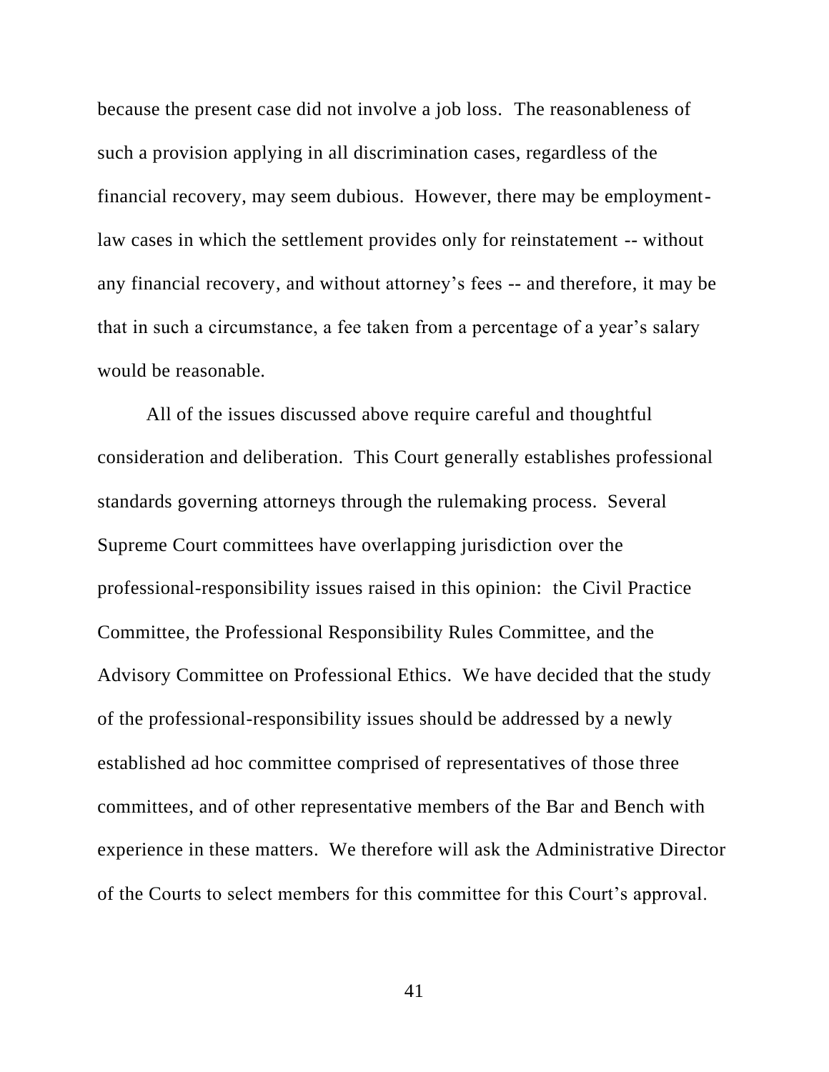because the present case did not involve a job loss. The reasonableness of such a provision applying in all discrimination cases, regardless of the financial recovery, may seem dubious. However, there may be employment-law cases in which the settlement provides only for reinstatement -- without any financial recovery, and without attorney's fees -- and therefore, it may be that in such a circumstance, a fee taken from a percentage of a year's salary would be reasonable.

All of the issues discussed above require careful and thoughtful consideration and deliberation. This Court generally establishes professional standards governing attorneys through the rulemaking process. Several Supreme Court committees have overlapping jurisdiction over the professional-responsibility issues raised in this opinion: the Civil Practice Committee, the Professional Responsibility Rules Committee, and the Advisory Committee on Professional Ethics. We have decided that the study of the professional-responsibility issues should be addressed by a newly established ad hoc committee comprised of representatives of those three committees, and of other representative members of the Bar and Bench with experience in these matters. We therefore will ask the Administrative Director of the Courts to select members for this committee for this Court's approval.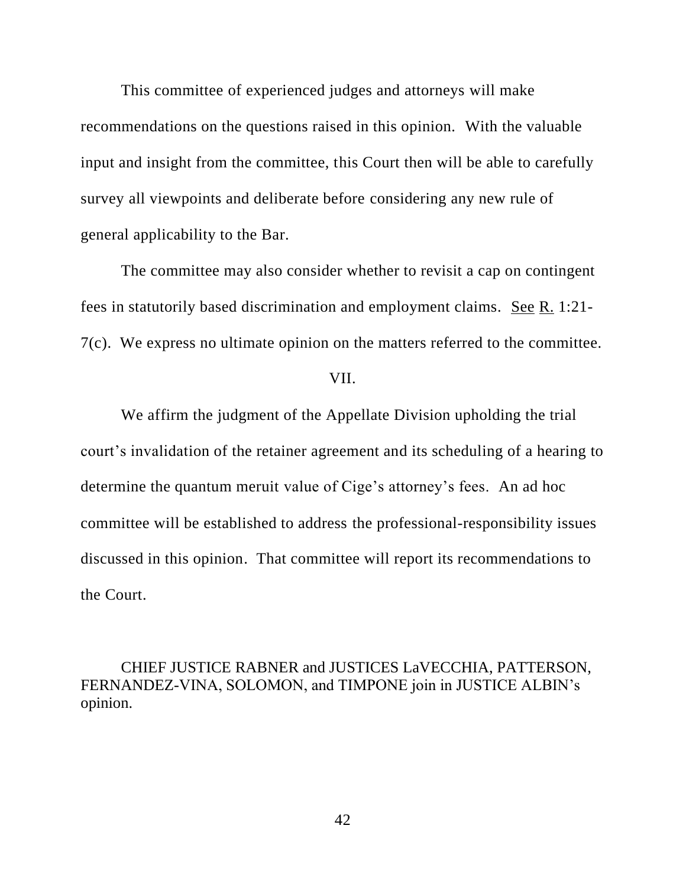This committee of experienced judges and attorneys will make recommendations on the questions raised in this opinion. With the valuable input and insight from the committee, this Court then will be able to carefully survey all viewpoints and deliberate before considering any new rule of general applicability to the Bar.

The committee may also consider whether to revisit a cap on contingent fees in statutorily based discrimination and employment claims. See R. 1:21-7(c). We express no ultimate opinion on the matters referred to the committee.

## VII.

We affirm the judgment of the Appellate Division upholding the trial court's invalidation of the retainer agreement and its scheduling of a hearing to determine the quantum meruit value of Cige's attorney's fees. An ad hoc committee will be established to address the professional-responsibility issues discussed in this opinion. That committee will report its recommendations to the Court.

CHIEF JUSTICE RABNER and JUSTICES LaVECCHIA, PATTERSON, FERNANDEZ-VINA, SOLOMON, and TIMPONE join in JUSTICE ALBIN's opinion.